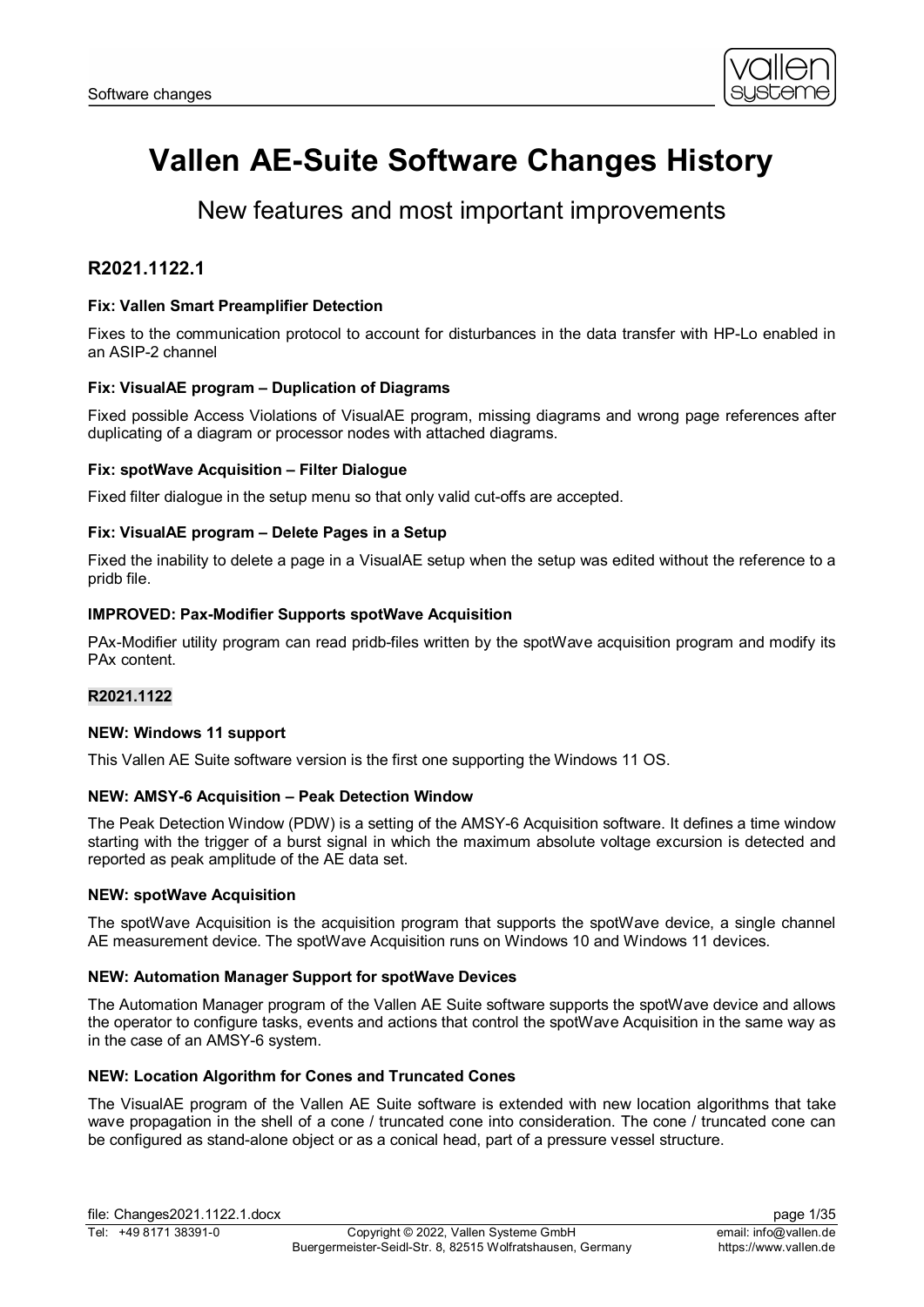# Vallen AE-Suite Software Changes History

## New features and most important improvements

### R2021.1122.1

**Fix: Vallen Smart Preamplifier Detection**

Fixes to the communication protocol to account for disturbances in the data transfer with HP-Lo enabled in an ASIP-2 channel

**Fix: VisualAE program – Duplication of Diagrams**

Fixed possible Access Violations of VisualAE program, missing diagrams and wrong page references after duplicating of a diagram or processor nodes with attached diagrams.

**Fix: spotWave Acquisition – Filter Dialogue**

Fixed filter dialogue in the setup menu so that only valid cut-offs are accepted.

**Fix: VisualAE program – Delete Pages in a Setup**

Fixed the inability to delete a page in a VisualAE setup when the setup was edited without the reference to a pridb file.

**IMPROVED: Pax-Modifier Supports spotWave Acquisition**

PAx-Modifier utility program can read pridb-files written by the spotWave acquisition program and modify its PAx content.

### R2021.1122

**NEW: Windows 11 support**

This Vallen AE Suite software version is the first one supporting the Windows 11 OS.

**NEW: AMSY-6 Acquisition – Peak Detection Window**

The Peak Detection Window (PDW) is a setting of the AMSY-6 Acquisition software. It defines a time window starting with the trigger of a burst signal in which the maximum absolute voltage excursion is detected and reported as peak amplitude of the AE data set.

**NEW: spotWave Acquisition**

The spotWave Acquisition is the acquisition program that supports the spotWave device, a single channel AE measurement device. The spotWave Acquisition runs on Windows 10 and Windows 11 devices.

**NEW: Automation Manager Support for spotWave Devices**

The Automation Manager program of the Vallen AE Suite software supports the spotWave device and allows the operator to configure tasks, events and actions that control the spotWave Acquisition in the same way as in the case of an AMSY-6 system.

**NEW: Location Algorithm for Cones and Truncated Cones**

The VisualAE program of the Vallen AE Suite software is extended with new location algorithms that take wave propagation in the shell of a cone / truncated cone into consideration. The cone / truncated cone can be configured as stand-alone object or as a conical head, part of a pressure vessel structure.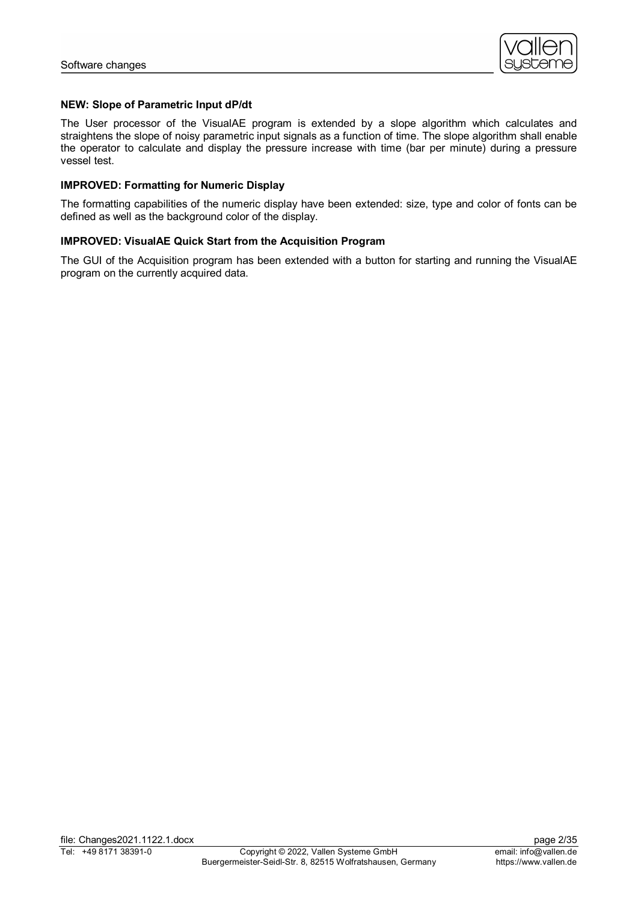**NEW: Slope of Parametric Input dP/dt**

The User processor of the VisualAE program is extended by a slope algorithm which calculates and straightens the slope of noisy parametric input signals as a function of time. The slope algorithm shall enable the operator to calculate and display the pressure increase with time (bar per minute) during a pressure vessel test.

**IMPROVED: Formatting for Numeric Display**

The formatting capabilities of the numeric display have been extended: size, type and color of fonts can be defined as well as the background color of the display.

**IMPROVED: VisualAE Quick Start from the Acquisition Program**

The GUI of the Acquisition program has been extended with a button for starting and running the VisualAE program on the currently acquired data.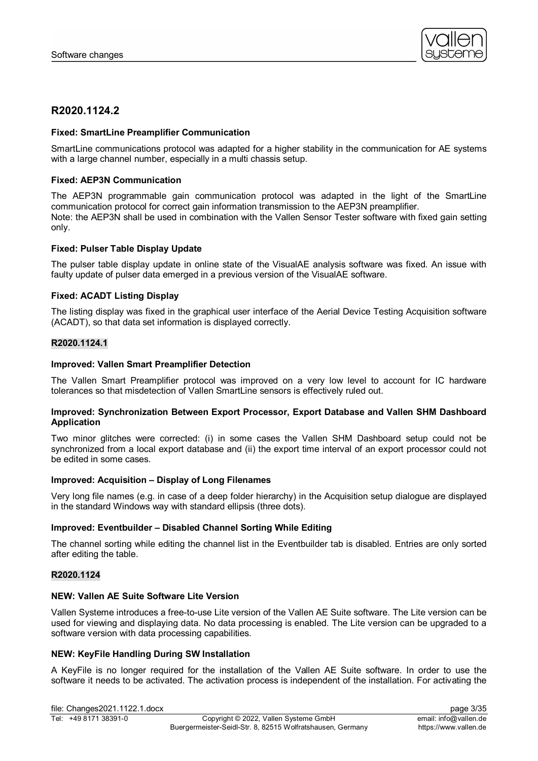## R2020.1124.2

### Fixed: SmartLine Preamplifier Communication

SmartLine communications protocol was adapted for a higher stability in the communication for AE systems with a large channel number, especially in a multi chassis setup.

### Fixed: AEP3N Communication

The AEP3N programmable gain communication protocol was adapted in the light of the SmartLine communication protocol for correct gain information transmission to the AEP3N preamplifier.
Note: the AEP3N shall be used in combination with the Vallen Sensor Tester software with fixed gain setting only.

### Fixed: Pulser Table Display Update

The pulser table display update in online state of the VisualAE analysis software was fixed. An issue with faulty update of pulser data emerged in a previous version of the VisualAE software.

### Fixed: ACADT Listing Display

The listing display was fixed in the graphical user interface of the Aerial Device Testing Acquisition software (ACADT), so that data set information is displayed correctly.

## R2020.1124.1

### Improved: Vallen Smart Preamplifier Detection

The Vallen Smart Preamplifier protocol was improved on a very low level to account for IC hardware tolerances so that misdetection of Vallen SmartLine sensors is effectively ruled out.

### Improved: Synchronization Between Export Processor, Export Database and Vallen SHM Dashboard Application

Two minor glitches were corrected: (i) in some cases the Vallen SHM Dashboard setup could not be synchronized from a local export database and (ii) the export time interval of an export processor could not be edited in some cases.

### Improved: Acquisition – Display of Long Filenames

Very long file names (e.g. in case of a deep folder hierarchy) in the Acquisition setup dialogue are displayed in the standard Windows way with standard ellipsis (three dots).

### Improved: Eventbuilder – Disabled Channel Sorting While Editing

The channel sorting while editing the channel list in the Eventbuilder tab is disabled. Entries are only sorted after editing the table.

## R2020.1124

### NEW: Vallen AE Suite Software Lite Version

Vallen Systeme introduces a free-to-use Lite version of the Vallen AE Suite software. The Lite version can be used for viewing and displaying data. No data processing is enabled. The Lite version can be upgraded to a software version with data processing capabilities.

### NEW: KeyFile Handling During SW Installation

A KeyFile is no longer required for the installation of the Vallen AE Suite software. In order to use the software it needs to be activated. The activation process is independent of the installation. For activating the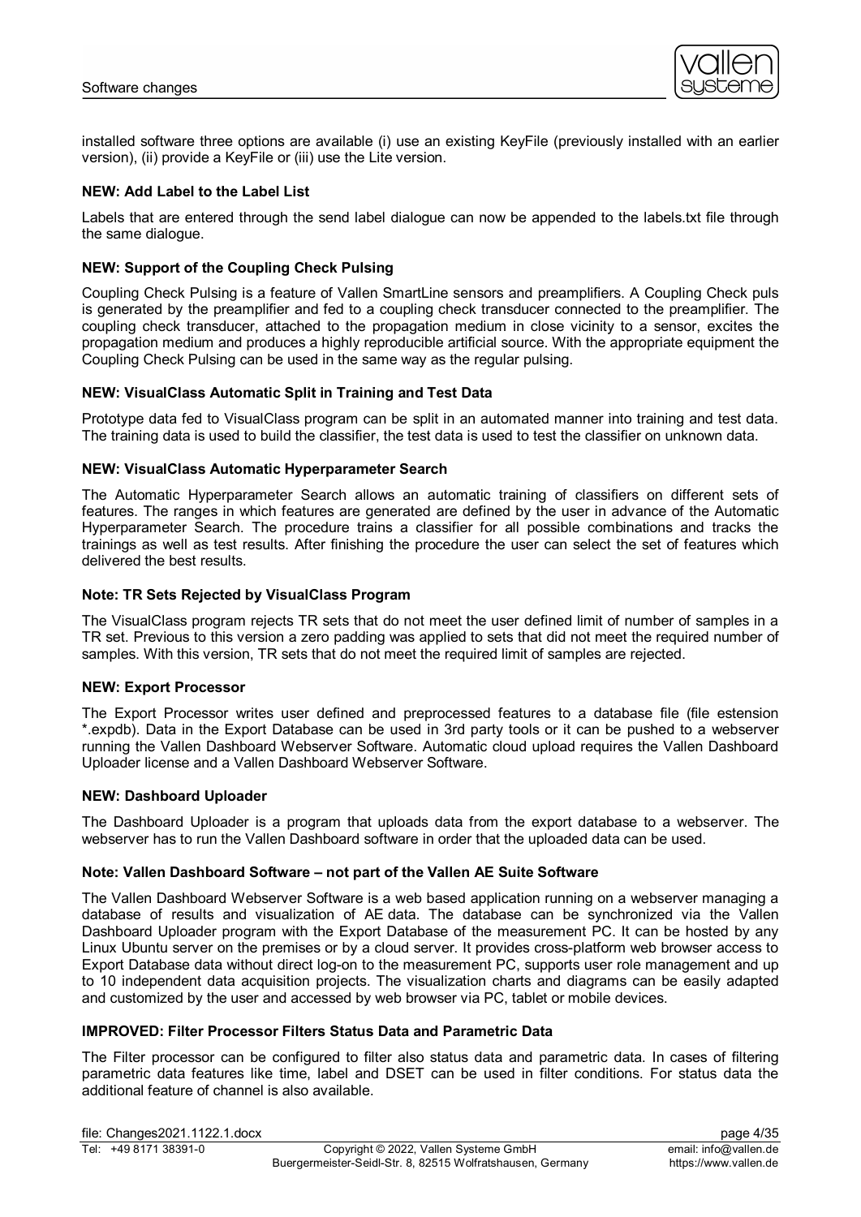installed software three options are available (i) use an existing KeyFile (previously installed with an earlier version), (ii) provide a KeyFile or (iii) use the Lite version.

**NEW: Add Label to the Label List**

Labels that are entered through the send label dialogue can now be appended to the labels.txt file through the same dialogue.

**NEW: Support of the Coupling Check Pulsing**

Coupling Check Pulsing is a feature of Vallen SmartLine sensors and preamplifiers. A Coupling Check puls is generated by the preamplifier and fed to a coupling check transducer connected to the preamplifier. The coupling check transducer, attached to the propagation medium in close vicinity to a sensor, excites the propagation medium and produces a highly reproducible artificial source. With the appropriate equipment the Coupling Check Pulsing can be used in the same way as the regular pulsing.

**NEW: VisualClass Automatic Split in Training and Test Data**

Prototype data fed to VisualClass program can be split in an automated manner into training and test data. The training data is used to build the classifier, the test data is used to test the classifier on unknown data.

**NEW: VisualClass Automatic Hyperparameter Search**

The Automatic Hyperparameter Search allows an automatic training of classifiers on different sets of features. The ranges in which features are generated are defined by the user in advance of the Automatic Hyperparameter Search. The procedure trains a classifier for all possible combinations and tracks the trainings as well as test results. After finishing the procedure the user can select the set of features which delivered the best results.

**Note: TR Sets Rejected by VisualClass Program**

The VisualClass program rejects TR sets that do not meet the user defined limit of number of samples in a TR set. Previous to this version a zero padding was applied to sets that did not meet the required number of samples. With this version, TR sets that do not meet the required limit of samples are rejected.

**NEW: Export Processor**

The Export Processor writes user defined and preprocessed features to a database file (file estension *.expdb). Data in the Export Database can be used in 3rd party tools or it can be pushed to a webserver running the Vallen Dashboard Webserver Software. Automatic cloud upload requires the Vallen Dashboard Uploader license and a Vallen Dashboard Webserver Software.

**NEW: Dashboard Uploader**

The Dashboard Uploader is a program that uploads data from the export database to a webserver. The webserver has to run the Vallen Dashboard software in order that the uploaded data can be used.

**Note: Vallen Dashboard Software – not part of the Vallen AE Suite Software**

The Vallen Dashboard Webserver Software is a web based application running on a webserver managing a database of results and visualization of AE data. The database can be synchronized via the Vallen Dashboard Uploader program with the Export Database of the measurement PC. It can be hosted by any Linux Ubuntu server on the premises or by a cloud server. It provides cross-platform web browser access to Export Database data without direct log-on to the measurement PC, supports user role management and up to 10 independent data acquisition projects. The visualization charts and diagrams can be easily adapted and customized by the user and accessed by web browser via PC, tablet or mobile devices.

**IMPROVED: Filter Processor Filters Status Data and Parametric Data**

The Filter processor can be configured to filter also status data and parametric data. In cases of filtering parametric data features like time, label and DSET can be used in filter conditions. For status data the additional feature of channel is also available.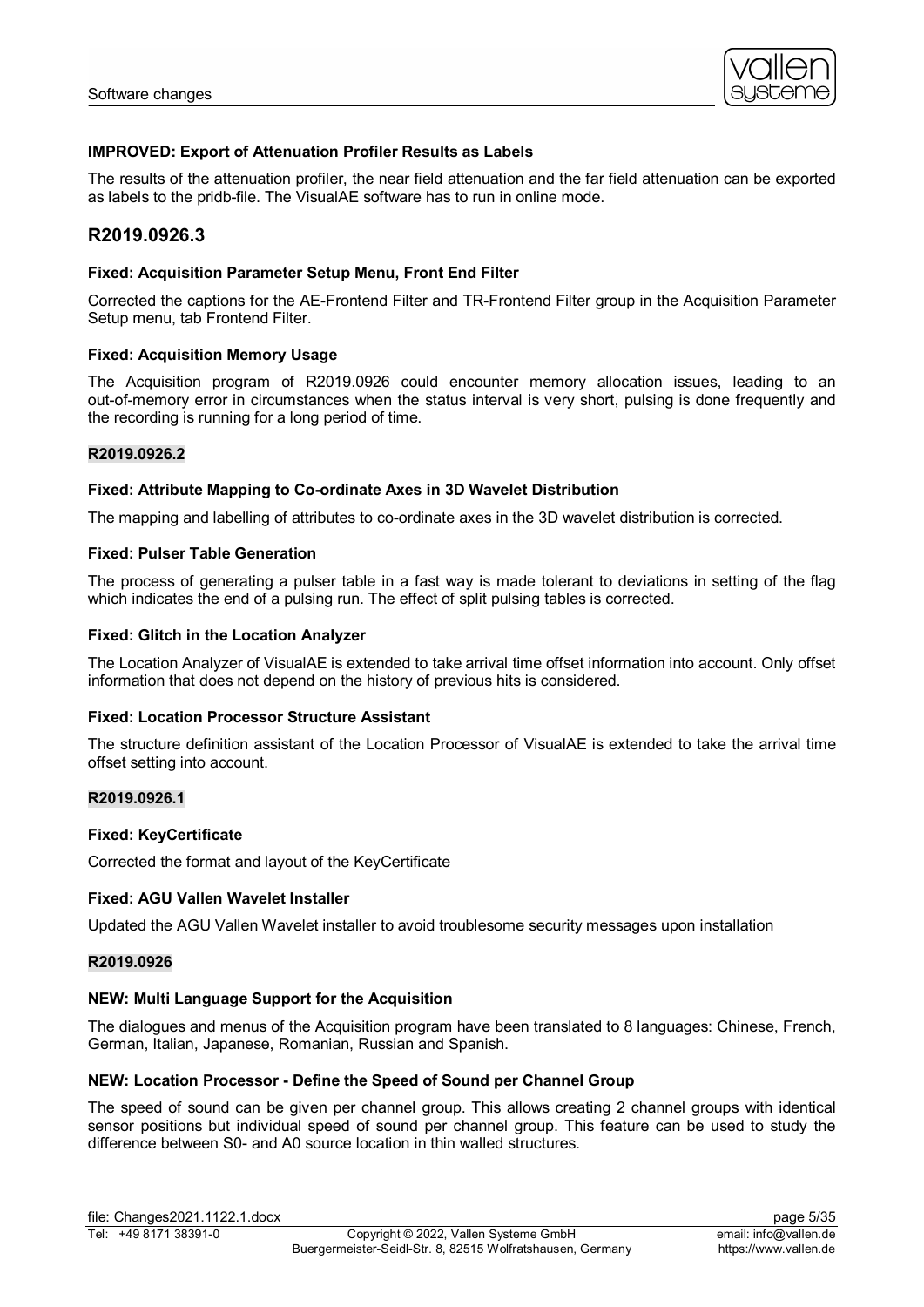### IMPROVED: Export of Attenuation Profiler Results as Labels

The results of the attenuation profiler, the near field attenuation and the far field attenuation can be exported as labels to the pridb-file. The VisualAE software has to run in online mode.

## R2019.0926.3

### Fixed: Acquisition Parameter Setup Menu, Front End Filter

Corrected the captions for the AE-Frontend Filter and TR-Frontend Filter group in the Acquisition Parameter Setup menu, tab Frontend Filter.

### Fixed: Acquisition Memory Usage

The Acquisition program of R2019.0926 could encounter memory allocation issues, leading to an out-of-memory error in circumstances when the status interval is very short, pulsing is done frequently and the recording is running for a long period of time.

## R2019.0926.2

### Fixed: Attribute Mapping to Co-ordinate Axes in 3D Wavelet Distribution

The mapping and labelling of attributes to co-ordinate axes in the 3D wavelet distribution is corrected.

### Fixed: Pulser Table Generation

The process of generating a pulser table in a fast way is made tolerant to deviations in setting of the flag which indicates the end of a pulsing run. The effect of split pulsing tables is corrected.

### Fixed: Glitch in the Location Analyzer

The Location Analyzer of VisualAE is extended to take arrival time offset information into account. Only offset information that does not depend on the history of previous hits is considered.

### Fixed: Location Processor Structure Assistant

The structure definition assistant of the Location Processor of VisualAE is extended to take the arrival time offset setting into account.

## R2019.0926.1

### Fixed: KeyCertificate

Corrected the format and layout of the KeyCertificate

### Fixed: AGU Vallen Wavelet Installer

Updated the AGU Vallen Wavelet installer to avoid troublesome security messages upon installation

## R2019.0926

### NEW: Multi Language Support for the Acquisition

The dialogues and menus of the Acquisition program have been translated to 8 languages: Chinese, French, German, Italian, Japanese, Romanian, Russian and Spanish.

### NEW: Location Processor - Define the Speed of Sound per Channel Group

The speed of sound can be given per channel group. This allows creating 2 channel groups with identical sensor positions but individual speed of sound per channel group. This feature can be used to study the difference between S0- and A0 source location in thin walled structures.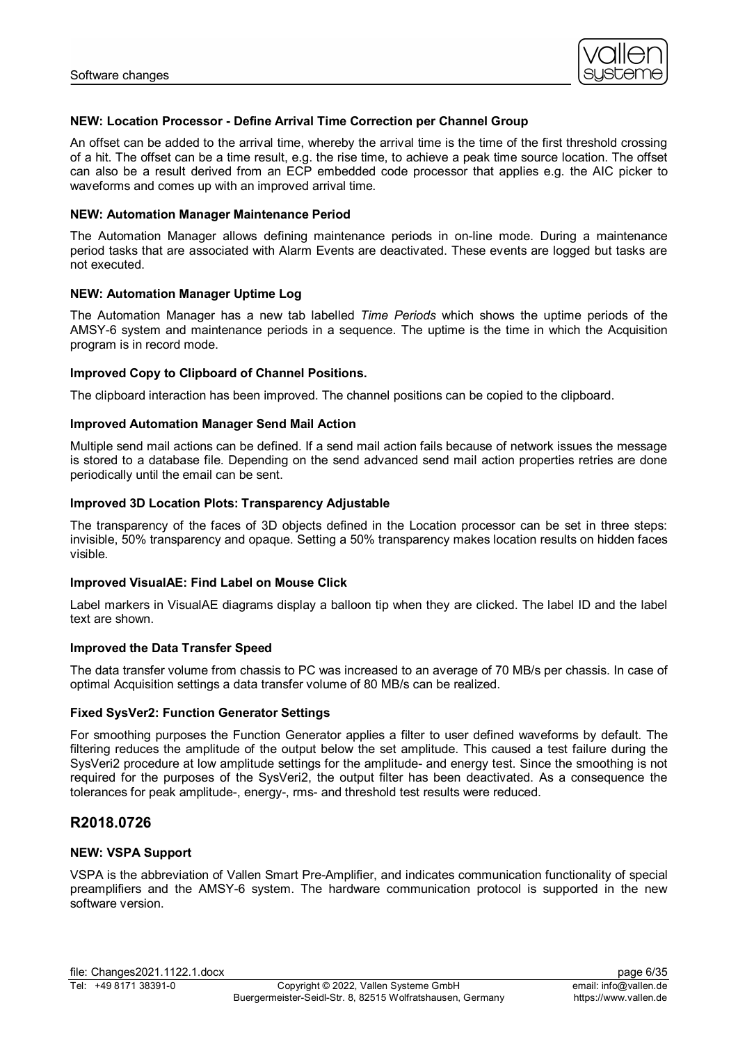**NEW: Location Processor - Define Arrival Time Correction per Channel Group**

An offset can be added to the arrival time, whereby the arrival time is the time of the first threshold crossing of a hit. The offset can be a time result, e.g. the rise time, to achieve a peak time source location. The offset can also be a result derived from an ECP embedded code processor that applies e.g. the AIC picker to waveforms and comes up with an improved arrival time.

**NEW: Automation Manager Maintenance Period**

The Automation Manager allows defining maintenance periods in on-line mode. During a maintenance period tasks that are associated with Alarm Events are deactivated. These events are logged but tasks are not executed.

**NEW: Automation Manager Uptime Log**

The Automation Manager has a new tab labelled *Time Periods* which shows the uptime periods of the AMSY-6 system and maintenance periods in a sequence. The uptime is the time in which the Acquisition program is in record mode.

**Improved Copy to Clipboard of Channel Positions.**

The clipboard interaction has been improved. The channel positions can be copied to the clipboard.

**Improved Automation Manager Send Mail Action**

Multiple send mail actions can be defined. If a send mail action fails because of network issues the message is stored to a database file. Depending on the send advanced send mail action properties retries are done periodically until the email can be sent.

**Improved 3D Location Plots: Transparency Adjustable**

The transparency of the faces of 3D objects defined in the Location processor can be set in three steps: invisible, 50% transparency and opaque. Setting a 50% transparency makes location results on hidden faces visible.

**Improved VisualAE: Find Label on Mouse Click**

Label markers in VisualAE diagrams display a balloon tip when they are clicked. The label ID and the label text are shown.

**Improved the Data Transfer Speed**

The data transfer volume from chassis to PC was increased to an average of 70 MB/s per chassis. In case of optimal Acquisition settings a data transfer volume of 80 MB/s can be realized.

**Fixed SysVer2: Function Generator Settings**

For smoothing purposes the Function Generator applies a filter to user defined waveforms by default. The filtering reduces the amplitude of the output below the set amplitude. This caused a test failure during the SysVeri2 procedure at low amplitude settings for the amplitude- and energy test. Since the smoothing is not required for the purposes of the SysVeri2, the output filter has been deactivated. As a consequence the tolerances for peak amplitude-, energy-, rms- and threshold test results were reduced.

## R2018.0726

**NEW: VSPA Support**

VSPA is the abbreviation of Vallen Smart Pre-Amplifier, and indicates communication functionality of special preamplifiers and the AMSY-6 system. The hardware communication protocol is supported in the new software version.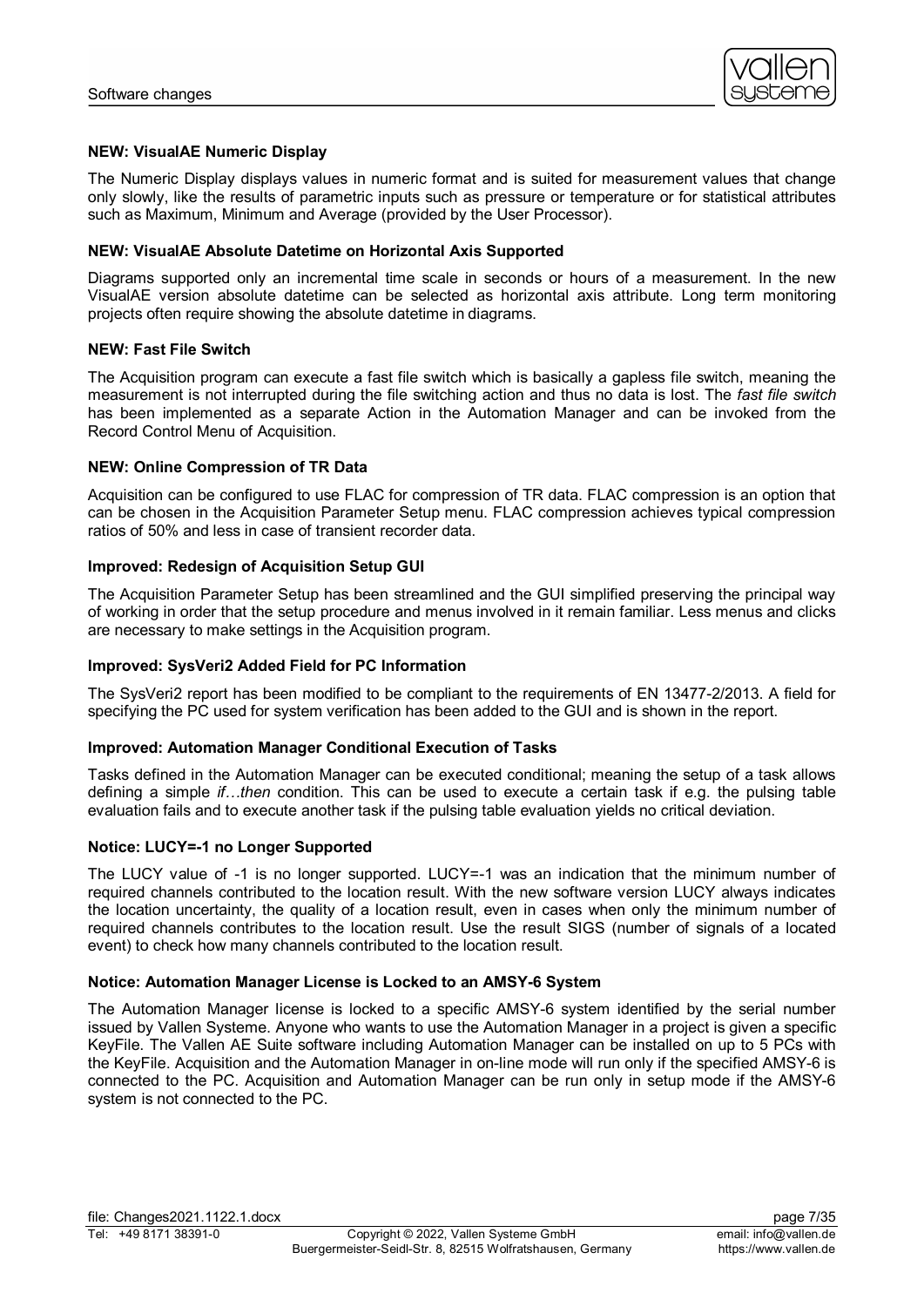### NEW: VisualAE Numeric Display

The Numeric Display displays values in numeric format and is suited for measurement values that change only slowly, like the results of parametric inputs such as pressure or temperature or for statistical attributes such as Maximum, Minimum and Average (provided by the User Processor).

### NEW: VisualAE Absolute Datetime on Horizontal Axis Supported

Diagrams supported only an incremental time scale in seconds or hours of a measurement. In the new VisualAE version absolute datetime can be selected as horizontal axis attribute. Long term monitoring projects often require showing the absolute datetime in diagrams.

### NEW: Fast File Switch

The Acquisition program can execute a fast file switch which is basically a gapless file switch, meaning the measurement is not interrupted during the file switching action and thus no data is lost. The *fast file switch* has been implemented as a separate Action in the Automation Manager and can be invoked from the Record Control Menu of Acquisition.

### NEW: Online Compression of TR Data

Acquisition can be configured to use FLAC for compression of TR data. FLAC compression is an option that can be chosen in the Acquisition Parameter Setup menu. FLAC compression achieves typical compression ratios of 50% and less in case of transient recorder data.

### Improved: Redesign of Acquisition Setup GUI

The Acquisition Parameter Setup has been streamlined and the GUI simplified preserving the principal way of working in order that the setup procedure and menus involved in it remain familiar. Less menus and clicks are necessary to make settings in the Acquisition program.

### Improved: SysVeri2 Added Field for PC Information

The SysVeri2 report has been modified to be compliant to the requirements of EN 13477-2/2013. A field for specifying the PC used for system verification has been added to the GUI and is shown in the report.

### Improved: Automation Manager Conditional Execution of Tasks

Tasks defined in the Automation Manager can be executed conditional; meaning the setup of a task allows defining a simple *if…then* condition. This can be used to execute a certain task if e.g. the pulsing table evaluation fails and to execute another task if the pulsing table evaluation yields no critical deviation.

### Notice: LUCY=-1 no Longer Supported

The LUCY value of -1 is no longer supported. LUCY=-1 was an indication that the minimum number of required channels contributed to the location result. With the new software version LUCY always indicates the location uncertainty, the quality of a location result, even in cases when only the minimum number of required channels contributes to the location result. Use the result SIGS (number of signals of a located event) to check how many channels contributed to the location result.

### Notice: Automation Manager License is Locked to an AMSY-6 System

The Automation Manager license is locked to a specific AMSY-6 system identified by the serial number issued by Vallen Systeme. Anyone who wants to use the Automation Manager in a project is given a specific KeyFile. The Vallen AE Suite software including Automation Manager can be installed on up to 5 PCs with the KeyFile. Acquisition and the Automation Manager in on-line mode will run only if the specified AMSY-6 is connected to the PC. Acquisition and Automation Manager can be run only in setup mode if the AMSY-6 system is not connected to the PC.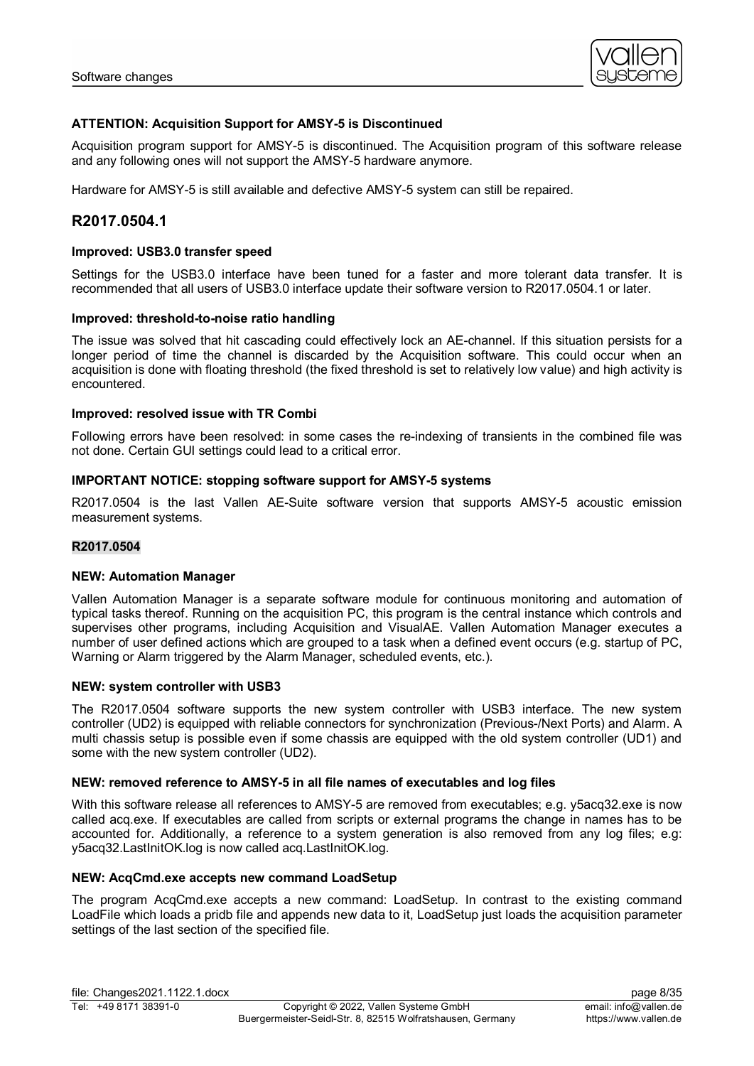#### ATTENTION: Acquisition Support for AMSY-5 is Discontinued

Acquisition program support for AMSY-5 is discontinued. The Acquisition program of this software release and any following ones will not support the AMSY-5 hardware anymore.

Hardware for AMSY-5 is still available and defective AMSY-5 system can still be repaired.

## R2017.0504.1

#### Improved: USB3.0 transfer speed

Settings for the USB3.0 interface have been tuned for a faster and more tolerant data transfer. It is recommended that all users of USB3.0 interface update their software version to R2017.0504.1 or later.

#### Improved: threshold-to-noise ratio handling

The issue was solved that hit cascading could effectively lock an AE-channel. If this situation persists for a longer period of time the channel is discarded by the Acquisition software. This could occur when an acquisition is done with floating threshold (the fixed threshold is set to relatively low value) and high activity is encountered.

#### Improved: resolved issue with TR Combi

Following errors have been resolved: in some cases the re-indexing of transients in the combined file was not done. Certain GUI settings could lead to a critical error.

#### IMPORTANT NOTICE: stopping software support for AMSY-5 systems

R2017.0504 is the last Vallen AE-Suite software version that supports AMSY-5 acoustic emission measurement systems.

#### R2017.0504

#### NEW: Automation Manager

Vallen Automation Manager is a separate software module for continuous monitoring and automation of typical tasks thereof. Running on the acquisition PC, this program is the central instance which controls and supervises other programs, including Acquisition and VisualAE. Vallen Automation Manager executes a number of user defined actions which are grouped to a task when a defined event occurs (e.g. startup of PC, Warning or Alarm triggered by the Alarm Manager, scheduled events, etc.).

#### NEW: system controller with USB3

The R2017.0504 software supports the new system controller with USB3 interface. The new system controller (UD2) is equipped with reliable connectors for synchronization (Previous-/Next Ports) and Alarm. A multi chassis setup is possible even if some chassis are equipped with the old system controller (UD1) and some with the new system controller (UD2).

#### NEW: removed reference to AMSY-5 in all file names of executables and log files

With this software release all references to AMSY-5 are removed from executables; e.g. y5acq32.exe is now called acq.exe. If executables are called from scripts or external programs the change in names has to be accounted for. Additionally, a reference to a system generation is also removed from any log files; e.g: y5acq32.LastInitOK.log is now called acq.LastInitOK.log.

#### NEW: AcqCmd.exe accepts new command LoadSetup

The program AcqCmd.exe accepts a new command: LoadSetup. In contrast to the existing command LoadFile which loads a pridb file and appends new data to it, LoadSetup just loads the acquisition parameter settings of the last section of the specified file.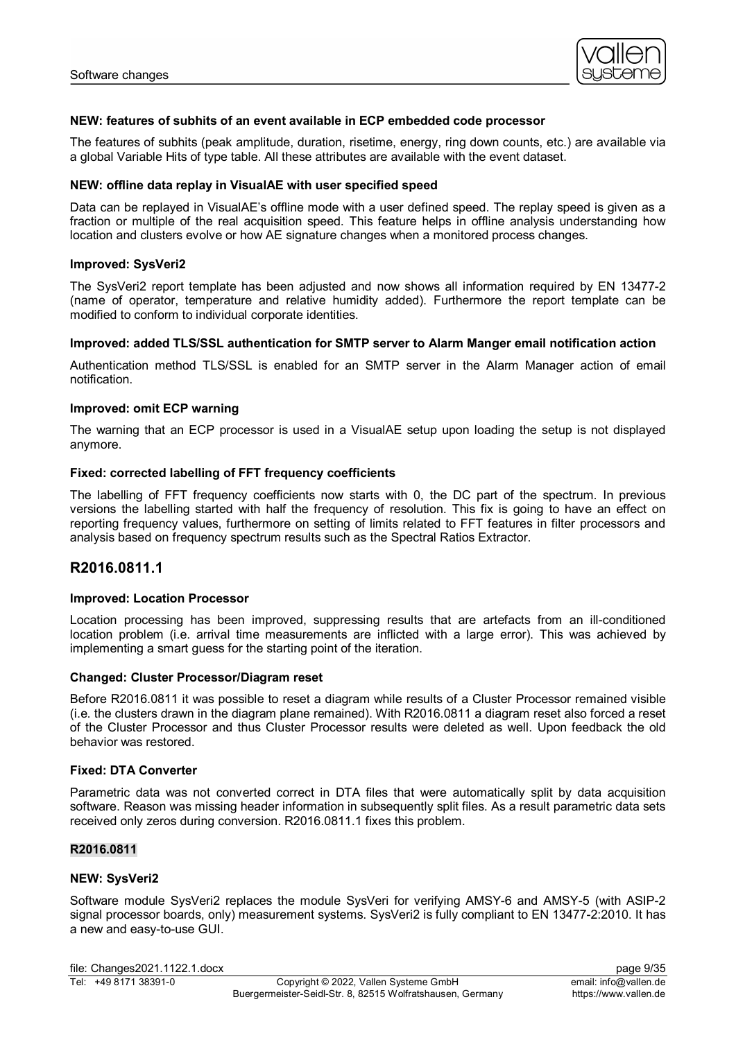**NEW: features of subhits of an event available in ECP embedded code processor**

The features of subhits (peak amplitude, duration, risetime, energy, ring down counts, etc.) are available via a global Variable Hits of type table. All these attributes are available with the event dataset.

**NEW: offline data replay in VisualAE with user specified speed**

Data can be replayed in VisualAE's offline mode with a user defined speed. The replay speed is given as a fraction or multiple of the real acquisition speed. This feature helps in offline analysis understanding how location and clusters evolve or how AE signature changes when a monitored process changes.

**Improved: SysVeri2**

The SysVeri2 report template has been adjusted and now shows all information required by EN 13477-2 (name of operator, temperature and relative humidity added). Furthermore the report template can be modified to conform to individual corporate identities.

**Improved: added TLS/SSL authentication for SMTP server to Alarm Manger email notification action**

Authentication method TLS/SSL is enabled for an SMTP server in the Alarm Manager action of email notification.

**Improved: omit ECP warning**

The warning that an ECP processor is used in a VisualAE setup upon loading the setup is not displayed anymore.

**Fixed: corrected labelling of FFT frequency coefficients**

The labelling of FFT frequency coefficients now starts with 0, the DC part of the spectrum. In previous versions the labelling started with half the frequency of resolution. This fix is going to have an effect on reporting frequency values, furthermore on setting of limits related to FFT features in filter processors and analysis based on frequency spectrum results such as the Spectral Ratios Extractor.

## R2016.0811.1

**Improved: Location Processor**

Location processing has been improved, suppressing results that are artefacts from an ill-conditioned location problem (i.e. arrival time measurements are inflicted with a large error). This was achieved by implementing a smart guess for the starting point of the iteration.

**Changed: Cluster Processor/Diagram reset**

Before R2016.0811 it was possible to reset a diagram while results of a Cluster Processor remained visible (i.e. the clusters drawn in the diagram plane remained). With R2016.0811 a diagram reset also forced a reset of the Cluster Processor and thus Cluster Processor results were deleted as well. Upon feedback the old behavior was restored.

**Fixed: DTA Converter**

Parametric data was not converted correct in DTA files that were automatically split by data acquisition software. Reason was missing header information in subsequently split files. As a result parametric data sets received only zeros during conversion. R2016.0811.1 fixes this problem.

**R2016.0811**

**NEW: SysVeri2**

Software module SysVeri2 replaces the module SysVeri for verifying AMSY-6 and AMSY-5 (with ASIP-2 signal processor boards, only) measurement systems. SysVeri2 is fully compliant to EN 13477-2:2010. It has a new and easy-to-use GUI.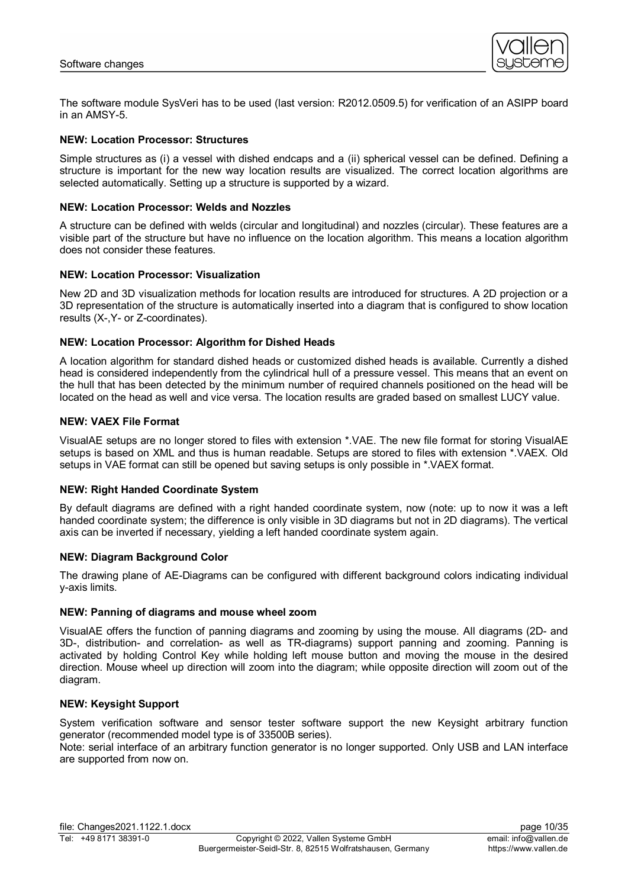The software module SysVeri has to be used (last version: R2012.0509.5) for verification of an ASIPP board in an AMSY-5.

**NEW: Location Processor: Structures**

Simple structures as (i) a vessel with dished endcaps and a (ii) spherical vessel can be defined. Defining a structure is important for the new way location results are visualized. The correct location algorithms are selected automatically. Setting up a structure is supported by a wizard.

**NEW: Location Processor: Welds and Nozzles**

A structure can be defined with welds (circular and longitudinal) and nozzles (circular). These features are a visible part of the structure but have no influence on the location algorithm. This means a location algorithm does not consider these features.

**NEW: Location Processor: Visualization**

New 2D and 3D visualization methods for location results are introduced for structures. A 2D projection or a 3D representation of the structure is automatically inserted into a diagram that is configured to show location results (X-,Y- or Z-coordinates).

**NEW: Location Processor: Algorithm for Dished Heads**

A location algorithm for standard dished heads or customized dished heads is available. Currently a dished head is considered independently from the cylindrical hull of a pressure vessel. This means that an event on the hull that has been detected by the minimum number of required channels positioned on the head will be located on the head as well and vice versa. The location results are graded based on smallest LUCY value.

**NEW: VAEX File Format**

VisualAE setups are no longer stored to files with extension *.VAE. The new file format for storing VisualAE setups is based on XML and thus is human readable. Setups are stored to files with extension *.VAEX. Old setups in VAE format can still be opened but saving setups is only possible in *.VAEX format.

**NEW: Right Handed Coordinate System**

By default diagrams are defined with a right handed coordinate system, now (note: up to now it was a left handed coordinate system; the difference is only visible in 3D diagrams but not in 2D diagrams). The vertical axis can be inverted if necessary, yielding a left handed coordinate system again.

**NEW: Diagram Background Color**

The drawing plane of AE-Diagrams can be configured with different background colors indicating individual y-axis limits.

**NEW: Panning of diagrams and mouse wheel zoom**

VisualAE offers the function of panning diagrams and zooming by using the mouse. All diagrams (2D- and 3D-, distribution- and correlation- as well as TR-diagrams) support panning and zooming. Panning is activated by holding Control Key while holding left mouse button and moving the mouse in the desired direction. Mouse wheel up direction will zoom into the diagram; while opposite direction will zoom out of the diagram.

**NEW: Keysight Support**

System verification software and sensor tester software support the new Keysight arbitrary function generator (recommended model type is of 33500B series).
Note: serial interface of an arbitrary function generator is no longer supported. Only USB and LAN interface are supported from now on.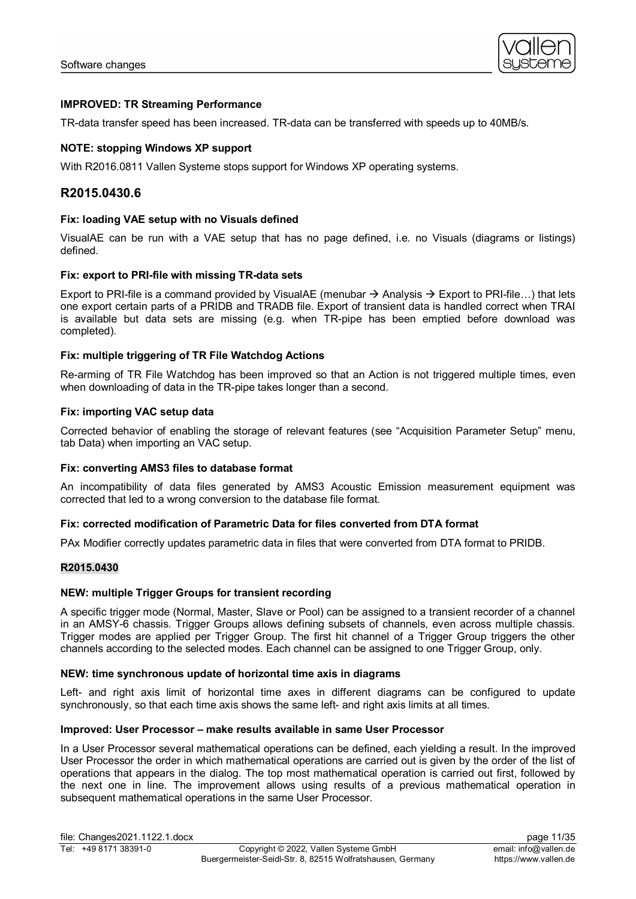**IMPROVED: TR Streaming Performance**

TR-data transfer speed has been increased. TR-data can be transferred with speeds up to 40MB/s.

**NOTE: stopping Windows XP support**

With R2016.0811 Vallen Systeme stops support for Windows XP operating systems.

## R2015.0430.6

**Fix: loading VAE setup with no Visuals defined**

VisualAE can be run with a VAE setup that has no page defined, i.e. no Visuals (diagrams or listings) defined.

**Fix: export to PRI-file with missing TR-data sets**

Export to PRI-file is a command provided by VisualAE (menubar → Analysis → Export to PRI-file…) that lets one export certain parts of a PRIDB and TRADB file. Export of transient data is handled correct when TRAI is available but data sets are missing (e.g. when TR-pipe has been emptied before download was completed).

**Fix: multiple triggering of TR File Watchdog Actions**

Re-arming of TR File Watchdog has been improved so that an Action is not triggered multiple times, even when downloading of data in the TR-pipe takes longer than a second.

**Fix: importing VAC setup data**

Corrected behavior of enabling the storage of relevant features (see "Acquisition Parameter Setup" menu, tab Data) when importing an VAC setup.

**Fix: converting AMS3 files to database format**

An incompatibility of data files generated by AMS3 Acoustic Emission measurement equipment was corrected that led to a wrong conversion to the database file format.

**Fix: corrected modification of Parametric Data for files converted from DTA format**

PAx Modifier correctly updates parametric data in files that were converted from DTA format to PRIDB.

**R2015.0430**

**NEW: multiple Trigger Groups for transient recording**

A specific trigger mode (Normal, Master, Slave or Pool) can be assigned to a transient recorder of a channel in an AMSY-6 chassis. Trigger Groups allows defining subsets of channels, even across multiple chassis. Trigger modes are applied per Trigger Group. The first hit channel of a Trigger Group triggers the other channels according to the selected modes. Each channel can be assigned to one Trigger Group, only.

**NEW: time synchronous update of horizontal time axis in diagrams**

Left- and right axis limit of horizontal time axes in different diagrams can be configured to update synchronously, so that each time axis shows the same left- and right axis limits at all times.

**Improved: User Processor – make results available in same User Processor**

In a User Processor several mathematical operations can be defined, each yielding a result. In the improved User Processor the order in which mathematical operations are carried out is given by the order of the list of operations that appears in the dialog. The top most mathematical operation is carried out first, followed by the next one in line. The improvement allows using results of a previous mathematical operation in subsequent mathematical operations in the same User Processor.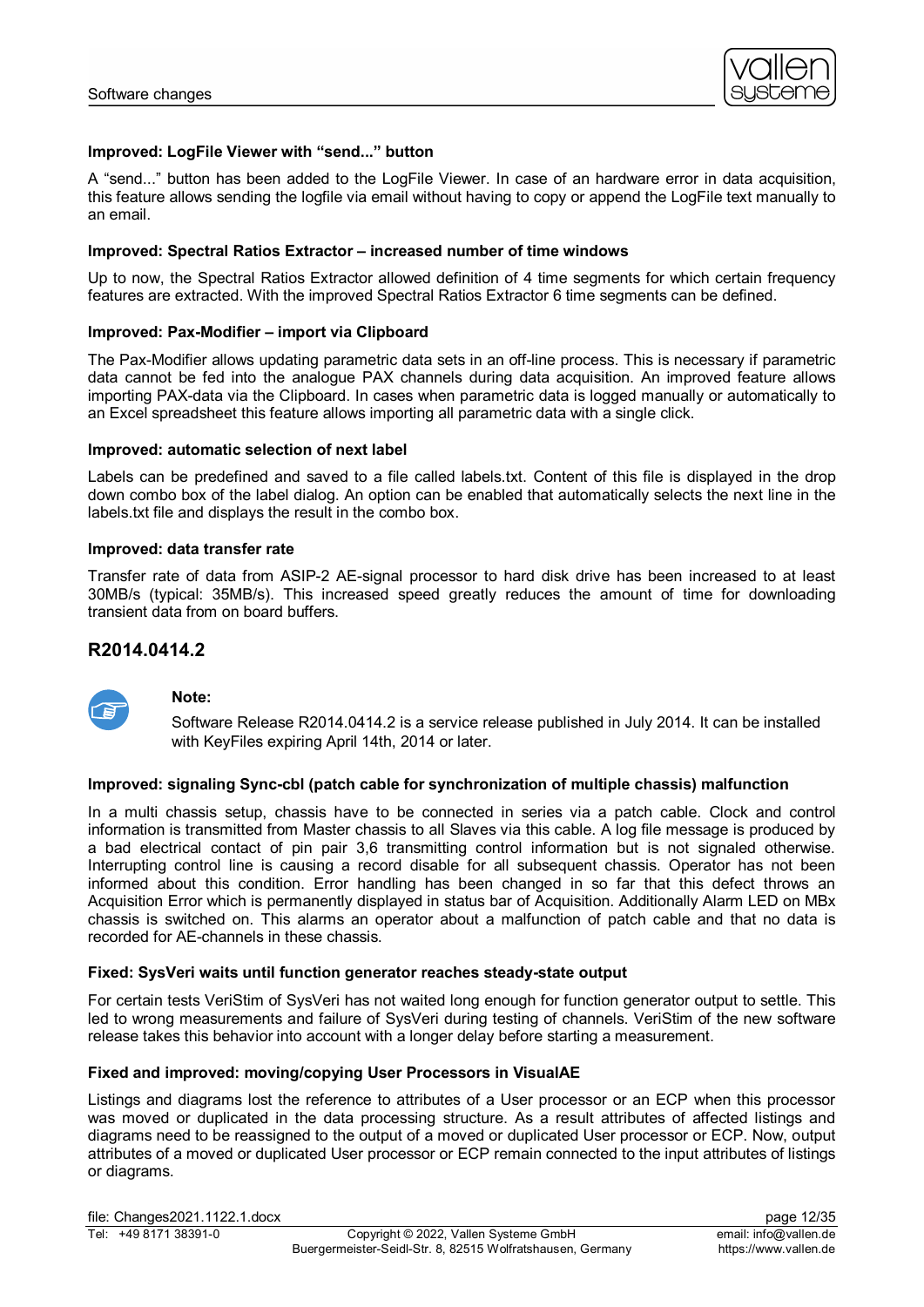**Improved: LogFile Viewer with “send...” button**

A “send...” button has been added to the LogFile Viewer. In case of an hardware error in data acquisition, this feature allows sending the logfile via email without having to copy or append the LogFile text manually to an email.

**Improved: Spectral Ratios Extractor – increased number of time windows**

Up to now, the Spectral Ratios Extractor allowed definition of 4 time segments for which certain frequency features are extracted. With the improved Spectral Ratios Extractor 6 time segments can be defined.

**Improved: Pax-Modifier – import via Clipboard**

The Pax-Modifier allows updating parametric data sets in an off-line process. This is necessary if parametric data cannot be fed into the analogue PAX channels during data acquisition. An improved feature allows importing PAX-data via the Clipboard. In cases when parametric data is logged manually or automatically to an Excel spreadsheet this feature allows importing all parametric data with a single click.

**Improved: automatic selection of next label**

Labels can be predefined and saved to a file called labels.txt. Content of this file is displayed in the drop down combo box of the label dialog. An option can be enabled that automatically selects the next line in the labels.txt file and displays the result in the combo box.

**Improved: data transfer rate**

Transfer rate of data from ASIP-2 AE-signal processor to hard disk drive has been increased to at least 30MB/s (typical: 35MB/s). This increased speed greatly reduces the amount of time for downloading transient data from on board buffers.

## R2014.0414.2

**Note:**

Software Release R2014.0414.2 is a service release published in July 2014. It can be installed with KeyFiles expiring April 14th, 2014 or later.

**Improved: signaling Sync-cbl (patch cable for synchronization of multiple chassis) malfunction**

In a multi chassis setup, chassis have to be connected in series via a patch cable. Clock and control information is transmitted from Master chassis to all Slaves via this cable. A log file message is produced by a bad electrical contact of pin pair 3,6 transmitting control information but is not signaled otherwise. Interrupting control line is causing a record disable for all subsequent chassis. Operator has not been informed about this condition. Error handling has been changed in so far that this defect throws an Acquisition Error which is permanently displayed in status bar of Acquisition. Additionally Alarm LED on MBx chassis is switched on. This alarms an operator about a malfunction of patch cable and that no data is recorded for AE-channels in these chassis.

**Fixed: SysVeri waits until function generator reaches steady-state output**

For certain tests VeriStim of SysVeri has not waited long enough for function generator output to settle. This led to wrong measurements and failure of SysVeri during testing of channels. VeriStim of the new software release takes this behavior into account with a longer delay before starting a measurement.

**Fixed and improved: moving/copying User Processors in VisualAE**

Listings and diagrams lost the reference to attributes of a User processor or an ECP when this processor was moved or duplicated in the data processing structure. As a result attributes of affected listings and diagrams need to be reassigned to the output of a moved or duplicated User processor or ECP. Now, output attributes of a moved or duplicated User processor or ECP remain connected to the input attributes of listings or diagrams.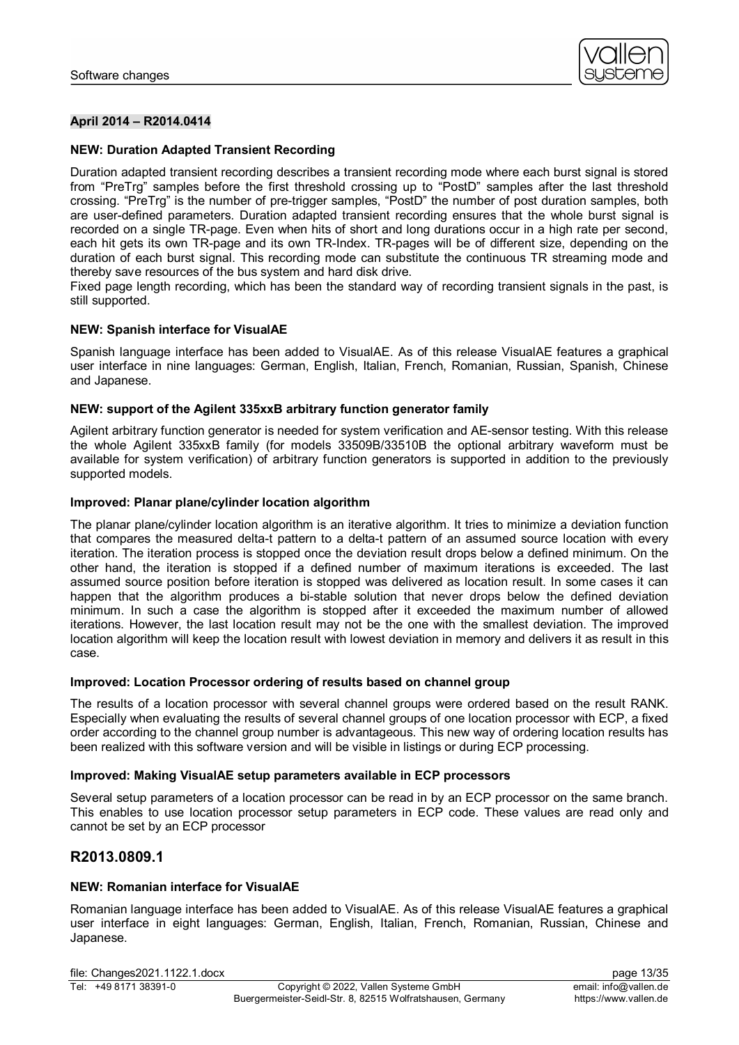**April 2014 – R2014.0414**

**NEW: Duration Adapted Transient Recording**

Duration adapted transient recording describes a transient recording mode where each burst signal is stored from "PreTrg" samples before the first threshold crossing up to "PostD" samples after the last threshold crossing. "PreTrg" is the number of pre-trigger samples, "PostD" the number of post duration samples, both are user-defined parameters. Duration adapted transient recording ensures that the whole burst signal is recorded on a single TR-page. Even when hits of short and long durations occur in a high rate per second, each hit gets its own TR-page and its own TR-Index. TR-pages will be of different size, depending on the duration of each burst signal. This recording mode can substitute the continuous TR streaming mode and thereby save resources of the bus system and hard disk drive.
Fixed page length recording, which has been the standard way of recording transient signals in the past, is still supported.

**NEW: Spanish interface for VisualAE**

Spanish language interface has been added to VisualAE. As of this release VisualAE features a graphical user interface in nine languages: German, English, Italian, French, Romanian, Russian, Spanish, Chinese and Japanese.

**NEW: support of the Agilent 335xxB arbitrary function generator family**

Agilent arbitrary function generator is needed for system verification and AE-sensor testing. With this release the whole Agilent 335xxB family (for models 33509B/33510B the optional arbitrary waveform must be available for system verification) of arbitrary function generators is supported in addition to the previously supported models.

**Improved: Planar plane/cylinder location algorithm**

The planar plane/cylinder location algorithm is an iterative algorithm. It tries to minimize a deviation function that compares the measured delta-t pattern to a delta-t pattern of an assumed source location with every iteration. The iteration process is stopped once the deviation result drops below a defined minimum. On the other hand, the iteration is stopped if a defined number of maximum iterations is exceeded. The last assumed source position before iteration is stopped was delivered as location result. In some cases it can happen that the algorithm produces a bi-stable solution that never drops below the defined deviation minimum. In such a case the algorithm is stopped after it exceeded the maximum number of allowed iterations. However, the last location result may not be the one with the smallest deviation. The improved location algorithm will keep the location result with lowest deviation in memory and delivers it as result in this case.

**Improved: Location Processor ordering of results based on channel group**

The results of a location processor with several channel groups were ordered based on the result RANK. Especially when evaluating the results of several channel groups of one location processor with ECP, a fixed order according to the channel group number is advantageous. This new way of ordering location results has been realized with this software version and will be visible in listings or during ECP processing.

**Improved: Making VisualAE setup parameters available in ECP processors**

Several setup parameters of a location processor can be read in by an ECP processor on the same branch. This enables to use location processor setup parameters in ECP code. These values are read only and cannot be set by an ECP processor

## R2013.0809.1

**NEW: Romanian interface for VisualAE**

Romanian language interface has been added to VisualAE. As of this release VisualAE features a graphical user interface in eight languages: German, English, Italian, French, Romanian, Russian, Chinese and Japanese.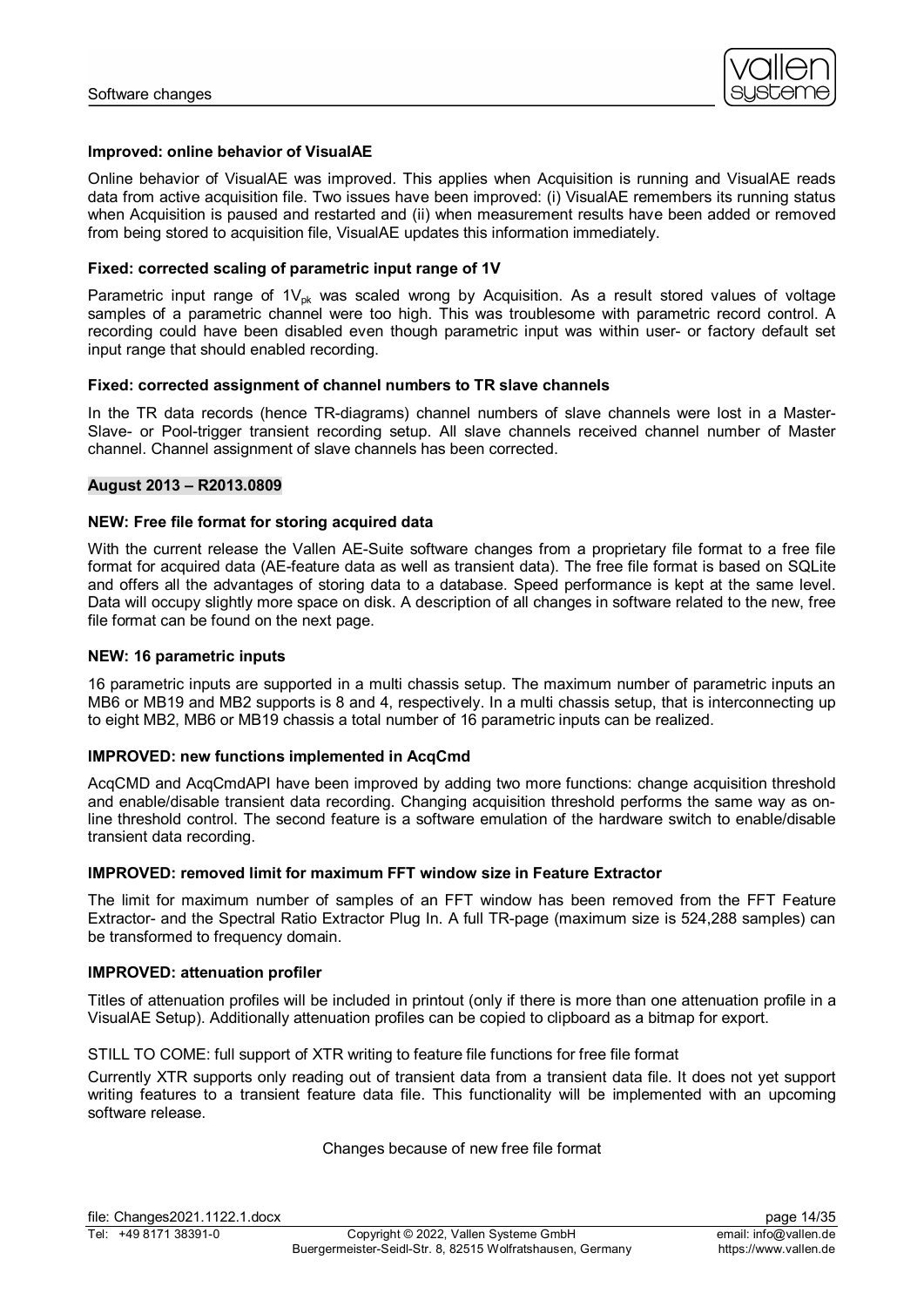**Improved: online behavior of VisualAE**

Online behavior of VisualAE was improved. This applies when Acquisition is running and VisualAE reads data from active acquisition file. Two issues have been improved: (i) VisualAE remembers its running status when Acquisition is paused and restarted and (ii) when measurement results have been added or removed from being stored to acquisition file, VisualAE updates this information immediately.

**Fixed: corrected scaling of parametric input range of 1V**

Parametric input range of $1V_{pk}$ was scaled wrong by Acquisition. As a result stored values of voltage samples of a parametric channel were too high. This was troublesome with parametric record control. A recording could have been disabled even though parametric input was within user- or factory default set input range that should enabled recording.

**Fixed: corrected assignment of channel numbers to TR slave channels**

In the TR data records (hence TR-diagrams) channel numbers of slave channels were lost in a Master-Slave- or Pool-trigger transient recording setup. All slave channels received channel number of Master channel. Channel assignment of slave channels has been corrected.

**August 2013 – R2013.0809**

**NEW: Free file format for storing acquired data**

With the current release the Vallen AE-Suite software changes from a proprietary file format to a free file format for acquired data (AE-feature data as well as transient data). The free file format is based on SQLite and offers all the advantages of storing data to a database. Speed performance is kept at the same level. Data will occupy slightly more space on disk. A description of all changes in software related to the new, free file format can be found on the next page.

**NEW: 16 parametric inputs**

16 parametric inputs are supported in a multi chassis setup. The maximum number of parametric inputs an MB6 or MB19 and MB2 supports is 8 and 4, respectively. In a multi chassis setup, that is interconnecting up to eight MB2, MB6 or MB19 chassis a total number of 16 parametric inputs can be realized.

**IMPROVED: new functions implemented in AcqCmd**

AcqCMD and AcqCmdAPI have been improved by adding two more functions: change acquisition threshold and enable/disable transient data recording. Changing acquisition threshold performs the same way as on-line threshold control. The second feature is a software emulation of the hardware switch to enable/disable transient data recording.

**IMPROVED: removed limit for maximum FFT window size in Feature Extractor**

The limit for maximum number of samples of an FFT window has been removed from the FFT Feature Extractor- and the Spectral Ratio Extractor Plug In. A full TR-page (maximum size is 524,288 samples) can be transformed to frequency domain.

**IMPROVED: attenuation profiler**

Titles of attenuation profiles will be included in printout (only if there is more than one attenuation profile in a VisualAE Setup). Additionally attenuation profiles can be copied to clipboard as a bitmap for export.

STILL TO COME: full support of XTR writing to feature file functions for free file format

Currently XTR supports only reading out of transient data from a transient data file. It does not yet support writing features to a transient feature data file. This functionality will be implemented with an upcoming software release.

Changes because of new free file format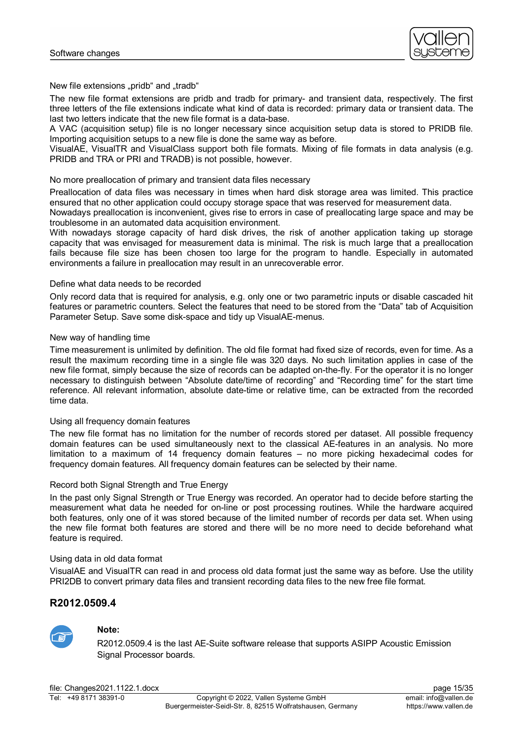New file extensions „pridb“ and „tradb“

The new file format extensions are pridb and tradb for primary- and transient data, respectively. The first three letters of the file extensions indicate what kind of data is recorded: primary data or transient data. The last two letters indicate that the new file format is a data-base.

A VAC (acquisition setup) file is no longer necessary since acquisition setup data is stored to PRIDB file. Importing acquisition setups to a new file is done the same way as before.

VisualAE, VisualTR and VisualClass support both file formats. Mixing of file formats in data analysis (e.g. PRIDB and TRA or PRI and TRADB) is not possible, however.

No more preallocation of primary and transient data files necessary

Preallocation of data files was necessary in times when hard disk storage area was limited. This practice ensured that no other application could occupy storage space that was reserved for measurement data.

Nowadays preallocation is inconvenient, gives rise to errors in case of preallocating large space and may be troublesome in an automated data acquisition environment.

With nowadays storage capacity of hard disk drives, the risk of another application taking up storage capacity that was envisaged for measurement data is minimal. The risk is much large that a preallocation fails because file size has been chosen too large for the program to handle. Especially in automated environments a failure in preallocation may result in an unrecoverable error.

Define what data needs to be recorded

Only record data that is required for analysis, e.g. only one or two parametric inputs or disable cascaded hit features or parametric counters. Select the features that need to be stored from the “Data” tab of Acquisition Parameter Setup. Save some disk-space and tidy up VisualAE-menus.

New way of handling time

Time measurement is unlimited by definition. The old file format had fixed size of records, even for time. As a result the maximum recording time in a single file was 320 days. No such limitation applies in case of the new file format, simply because the size of records can be adapted on-the-fly. For the operator it is no longer necessary to distinguish between “Absolute date/time of recording” and “Recording time” for the start time reference. All relevant information, absolute date-time or relative time, can be extracted from the recorded time data.

Using all frequency domain features

The new file format has no limitation for the number of records stored per dataset. All possible frequency domain features can be used simultaneously next to the classical AE-features in an analysis. No more limitation to a maximum of 14 frequency domain features – no more picking hexadecimal codes for frequency domain features. All frequency domain features can be selected by their name.

Record both Signal Strength and True Energy

In the past only Signal Strength or True Energy was recorded. An operator had to decide before starting the measurement what data he needed for on-line or post processing routines. While the hardware acquired both features, only one of it was stored because of the limited number of records per data set. When using the new file format both features are stored and there will be no more need to decide beforehand what feature is required.

Using data in old data format

VisualAE and VisualTR can read in and process old data format just the same way as before. Use the utility PRI2DB to convert primary data files and transient recording data files to the new free file format.

## R2012.0509.4

**Note:**

R2012.0509.4 is the last AE-Suite software release that supports ASIPP Acoustic Emission Signal Processor boards.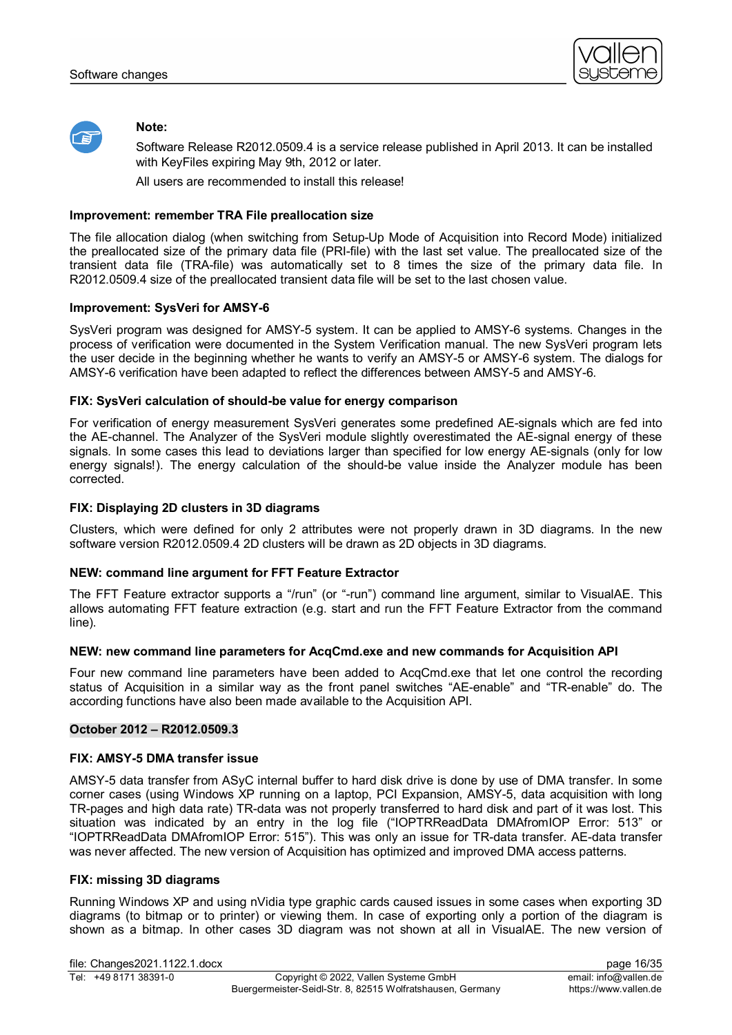**Note:**

Software Release R2012.0509.4 is a service release published in April 2013. It can be installed with KeyFiles expiring May 9th, 2012 or later.

All users are recommended to install this release!

**Improvement: remember TRA File preallocation size**

The file allocation dialog (when switching from Setup-Up Mode of Acquisition into Record Mode) initialized the preallocated size of the primary data file (PRI-file) with the last set value. The preallocated size of the transient data file (TRA-file) was automatically set to 8 times the size of the primary data file. In R2012.0509.4 size of the preallocated transient data file will be set to the last chosen value.

**Improvement: SysVeri for AMSY-6**

SysVeri program was designed for AMSY-5 system. It can be applied to AMSY-6 systems. Changes in the process of verification were documented in the System Verification manual. The new SysVeri program lets the user decide in the beginning whether he wants to verify an AMSY-5 or AMSY-6 system. The dialogs for AMSY-6 verification have been adapted to reflect the differences between AMSY-5 and AMSY-6.

**FIX: SysVeri calculation of should-be value for energy comparison**

For verification of energy measurement SysVeri generates some predefined AE-signals which are fed into the AE-channel. The Analyzer of the SysVeri module slightly overestimated the AE-signal energy of these signals. In some cases this lead to deviations larger than specified for low energy AE-signals (only for low energy signals!). The energy calculation of the should-be value inside the Analyzer module has been corrected.

**FIX: Displaying 2D clusters in 3D diagrams**

Clusters, which were defined for only 2 attributes were not properly drawn in 3D diagrams. In the new software version R2012.0509.4 2D clusters will be drawn as 2D objects in 3D diagrams.

**NEW: command line argument for FFT Feature Extractor**

The FFT Feature extractor supports a "/run" (or "-run") command line argument, similar to VisualAE. This allows automating FFT feature extraction (e.g. start and run the FFT Feature Extractor from the command line).

**NEW: new command line parameters for AcqCmd.exe and new commands for Acquisition API**

Four new command line parameters have been added to AcqCmd.exe that let one control the recording status of Acquisition in a similar way as the front panel switches "AE-enable" and "TR-enable" do. The according functions have also been made available to the Acquisition API.

**October 2012 – R2012.0509.3**

**FIX: AMSY-5 DMA transfer issue**

AMSY-5 data transfer from ASyC internal buffer to hard disk drive is done by use of DMA transfer. In some corner cases (using Windows XP running on a laptop, PCI Expansion, AMSY-5, data acquisition with long TR-pages and high data rate) TR-data was not properly transferred to hard disk and part of it was lost. This situation was indicated by an entry in the log file ("IOPTRReadData DMAfromIOP Error: 513" or "IOPTRReadData DMAfromIOP Error: 515"). This was only an issue for TR-data transfer. AE-data transfer was never affected. The new version of Acquisition has optimized and improved DMA access patterns.

**FIX: missing 3D diagrams**

Running Windows XP and using nVidia type graphic cards caused issues in some cases when exporting 3D diagrams (to bitmap or to printer) or viewing them. In case of exporting only a portion of the diagram is shown as a bitmap. In other cases 3D diagram was not shown at all in VisualAE. The new version of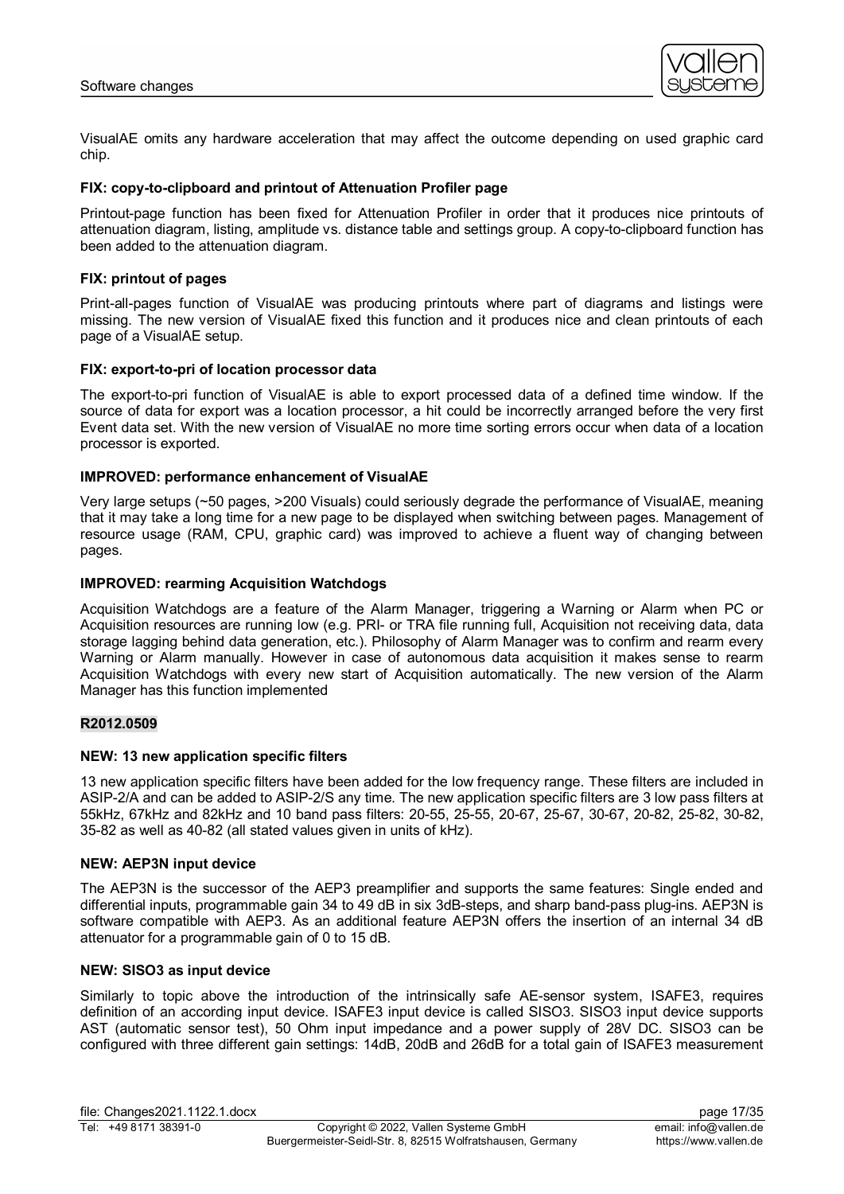VisualAE omits any hardware acceleration that may affect the outcome depending on used graphic card chip.

**FIX: copy-to-clipboard and printout of Attenuation Profiler page**

Printout-page function has been fixed for Attenuation Profiler in order that it produces nice printouts of attenuation diagram, listing, amplitude vs. distance table and settings group. A copy-to-clipboard function has been added to the attenuation diagram.

**FIX: printout of pages**

Print-all-pages function of VisualAE was producing printouts where part of diagrams and listings were missing. The new version of VisualAE fixed this function and it produces nice and clean printouts of each page of a VisualAE setup.

**FIX: export-to-pri of location processor data**

The export-to-pri function of VisualAE is able to export processed data of a defined time window. If the source of data for export was a location processor, a hit could be incorrectly arranged before the very first Event data set. With the new version of VisualAE no more time sorting errors occur when data of a location processor is exported.

**IMPROVED: performance enhancement of VisualAE**

Very large setups (~50 pages, >200 Visuals) could seriously degrade the performance of VisualAE, meaning that it may take a long time for a new page to be displayed when switching between pages. Management of resource usage (RAM, CPU, graphic card) was improved to achieve a fluent way of changing between pages.

**IMPROVED: rearming Acquisition Watchdogs**

Acquisition Watchdogs are a feature of the Alarm Manager, triggering a Warning or Alarm when PC or Acquisition resources are running low (e.g. PRI- or TRA file running full, Acquisition not receiving data, data storage lagging behind data generation, etc.). Philosophy of Alarm Manager was to confirm and rearm every Warning or Alarm manually. However in case of autonomous data acquisition it makes sense to rearm Acquisition Watchdogs with every new start of Acquisition automatically. The new version of the Alarm Manager has this function implemented

**R2012.0509**

**NEW: 13 new application specific filters**

13 new application specific filters have been added for the low frequency range. These filters are included in ASIP-2/A and can be added to ASIP-2/S any time. The new application specific filters are 3 low pass filters at 55kHz, 67kHz and 82kHz and 10 band pass filters: 20-55, 25-55, 20-67, 25-67, 30-67, 20-82, 25-82, 30-82, 35-82 as well as 40-82 (all stated values given in units of kHz).

**NEW: AEP3N input device**

The AEP3N is the successor of the AEP3 preamplifier and supports the same features: Single ended and differential inputs, programmable gain 34 to 49 dB in six 3dB-steps, and sharp band-pass plug-ins. AEP3N is software compatible with AEP3. As an additional feature AEP3N offers the insertion of an internal 34 dB attenuator for a programmable gain of 0 to 15 dB.

**NEW: SISO3 as input device**

Similarly to topic above the introduction of the intrinsically safe AE-sensor system, ISAFE3, requires definition of an according input device. ISAFE3 input device is called SISO3. SISO3 input device supports AST (automatic sensor test), 50 Ohm input impedance and a power supply of 28V DC. SISO3 can be configured with three different gain settings: 14dB, 20dB and 26dB for a total gain of ISAFE3 measurement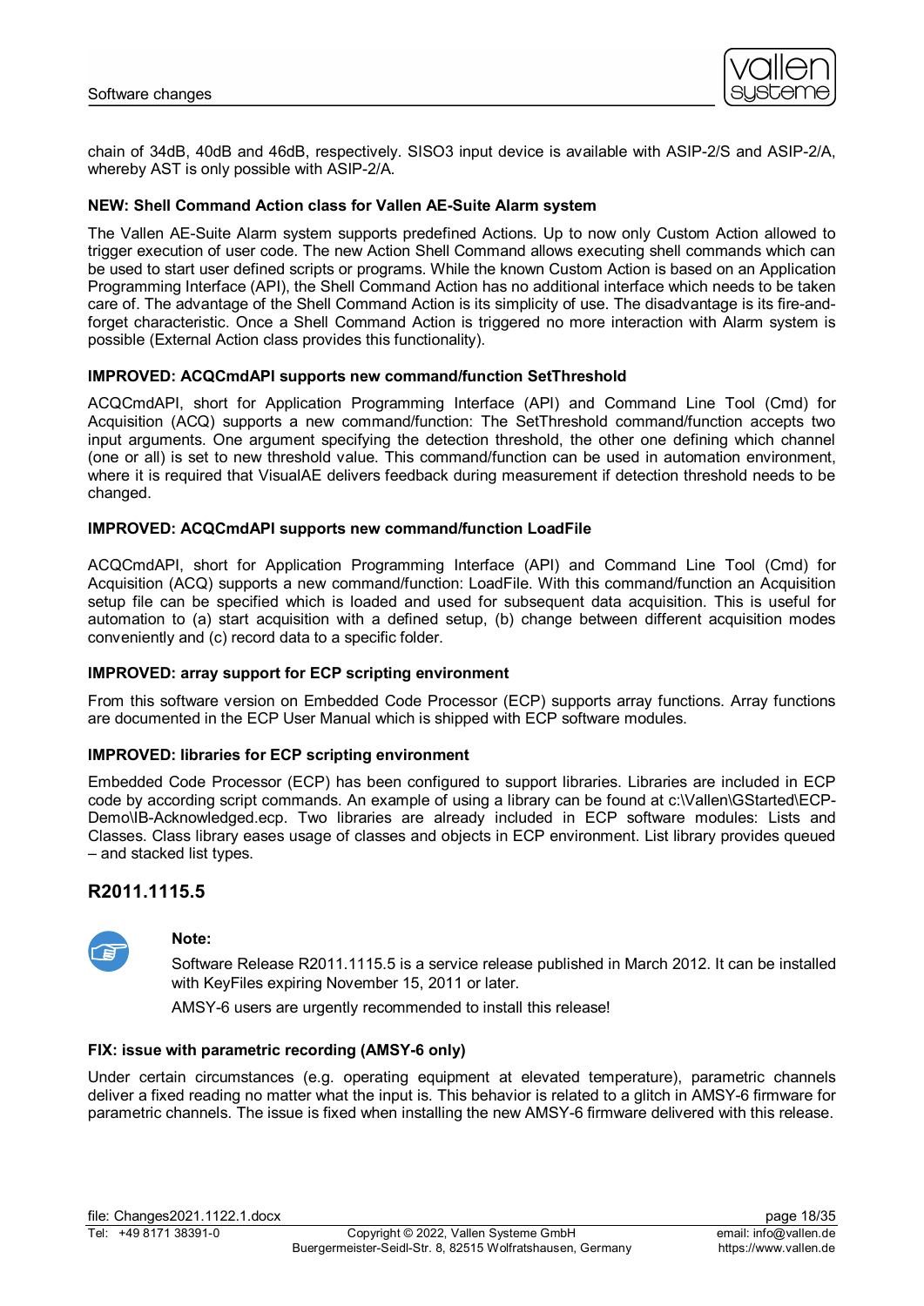chain of 34dB, 40dB and 46dB, respectively. SISO3 input device is available with ASIP-2/S and ASIP-2/A, whereby AST is only possible with ASIP-2/A.

#### NEW: Shell Command Action class for Vallen AE-Suite Alarm system

The Vallen AE-Suite Alarm system supports predefined Actions. Up to now only Custom Action allowed to trigger execution of user code. The new Action Shell Command allows executing shell commands which can be used to start user defined scripts or programs. While the known Custom Action is based on an Application Programming Interface (API), the Shell Command Action has no additional interface which needs to be taken care of. The advantage of the Shell Command Action is its simplicity of use. The disadvantage is its fire-and-forget characteristic. Once a Shell Command Action is triggered no more interaction with Alarm system is possible (External Action class provides this functionality).

#### IMPROVED: ACQCmdAPI supports new command/function SetThreshold

ACQCmdAPI, short for Application Programming Interface (API) and Command Line Tool (Cmd) for Acquisition (ACQ) supports a new command/function: The SetThreshold command/function accepts two input arguments. One argument specifying the detection threshold, the other one defining which channel (one or all) is set to new threshold value. This command/function can be used in automation environment, where it is required that VisualAE delivers feedback during measurement if detection threshold needs to be changed.

#### IMPROVED: ACQCmdAPI supports new command/function LoadFile

ACQCmdAPI, short for Application Programming Interface (API) and Command Line Tool (Cmd) for Acquisition (ACQ) supports a new command/function: LoadFile. With this command/function an Acquisition setup file can be specified which is loaded and used for subsequent data acquisition. This is useful for automation to (a) start acquisition with a defined setup, (b) change between different acquisition modes conveniently and (c) record data to a specific folder.

#### IMPROVED: array support for ECP scripting environment

From this software version on Embedded Code Processor (ECP) supports array functions. Array functions are documented in the ECP User Manual which is shipped with ECP software modules.

#### IMPROVED: libraries for ECP scripting environment

Embedded Code Processor (ECP) has been configured to support libraries. Libraries are included in ECP code by according script commands. An example of using a library can be found at c:\Vallen\GStarted\ECP-Demo\IB-Acknowledged.ecp. Two libraries are already included in ECP software modules: Lists and Classes. Class library eases usage of classes and objects in ECP environment. List library provides queued – and stacked list types.

## R2011.1115.5

**Note:**

Software Release R2011.1115.5 is a service release published in March 2012. It can be installed with KeyFiles expiring November 15, 2011 or later.

AMSY-6 users are urgently recommended to install this release!

#### FIX: issue with parametric recording (AMSY-6 only)

Under certain circumstances (e.g. operating equipment at elevated temperature), parametric channels deliver a fixed reading no matter what the input is. This behavior is related to a glitch in AMSY-6 firmware for parametric channels. The issue is fixed when installing the new AMSY-6 firmware delivered with this release.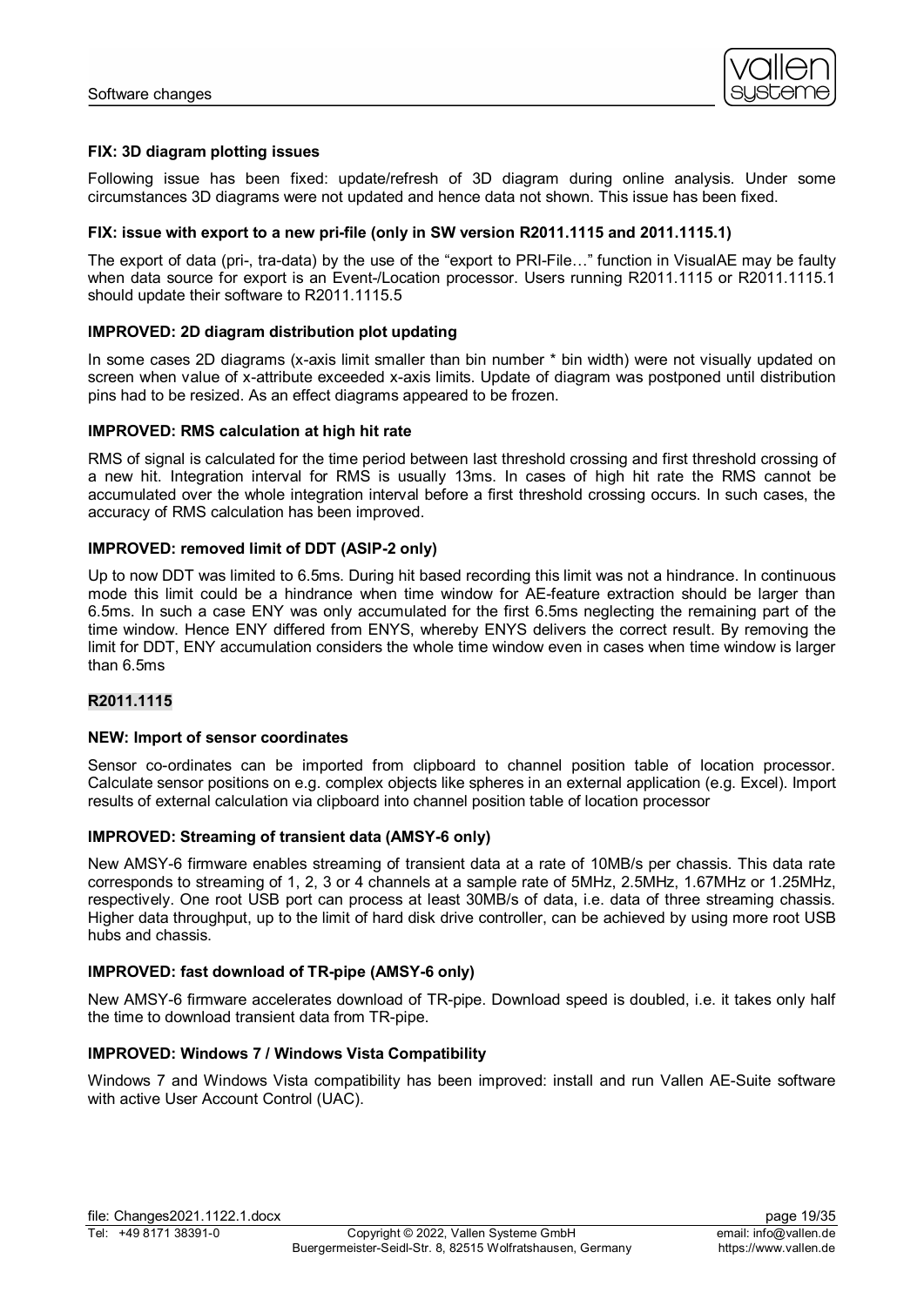**FIX: 3D diagram plotting issues**

Following issue has been fixed: update/refresh of 3D diagram during online analysis. Under some circumstances 3D diagrams were not updated and hence data not shown. This issue has been fixed.

**FIX: issue with export to a new pri-file (only in SW version R2011.1115 and 2011.1115.1)**

The export of data (pri-, tra-data) by the use of the "export to PRI-File…" function in VisualAE may be faulty when data source for export is an Event-/Location processor. Users running R2011.1115 or R2011.1115.1 should update their software to R2011.1115.5

**IMPROVED: 2D diagram distribution plot updating**

In some cases 2D diagrams (x-axis limit smaller than bin number * bin width) were not visually updated on screen when value of x-attribute exceeded x-axis limits. Update of diagram was postponed until distribution pins had to be resized. As an effect diagrams appeared to be frozen.

**IMPROVED: RMS calculation at high hit rate**

RMS of signal is calculated for the time period between last threshold crossing and first threshold crossing of a new hit. Integration interval for RMS is usually 13ms. In cases of high hit rate the RMS cannot be accumulated over the whole integration interval before a first threshold crossing occurs. In such cases, the accuracy of RMS calculation has been improved.

**IMPROVED: removed limit of DDT (ASIP-2 only)**

Up to now DDT was limited to 6.5ms. During hit based recording this limit was not a hindrance. In continuous mode this limit could be a hindrance when time window for AE-feature extraction should be larger than 6.5ms. In such a case ENY was only accumulated for the first 6.5ms neglecting the remaining part of the time window. Hence ENY differed from ENYS, whereby ENYS delivers the correct result. By removing the limit for DDT, ENY accumulation considers the whole time window even in cases when time window is larger than 6.5ms

## R2011.1115

**NEW: Import of sensor coordinates**

Sensor co-ordinates can be imported from clipboard to channel position table of location processor. Calculate sensor positions on e.g. complex objects like spheres in an external application (e.g. Excel). Import results of external calculation via clipboard into channel position table of location processor

**IMPROVED: Streaming of transient data (AMSY-6 only)**

New AMSY-6 firmware enables streaming of transient data at a rate of 10MB/s per chassis. This data rate corresponds to streaming of 1, 2, 3 or 4 channels at a sample rate of 5MHz, 2.5MHz, 1.67MHz or 1.25MHz, respectively. One root USB port can process at least 30MB/s of data, i.e. data of three streaming chassis. Higher data throughput, up to the limit of hard disk drive controller, can be achieved by using more root USB hubs and chassis.

**IMPROVED: fast download of TR-pipe (AMSY-6 only)**

New AMSY-6 firmware accelerates download of TR-pipe. Download speed is doubled, i.e. it takes only half the time to download transient data from TR-pipe.

**IMPROVED: Windows 7 / Windows Vista Compatibility**

Windows 7 and Windows Vista compatibility has been improved: install and run Vallen AE-Suite software with active User Account Control (UAC).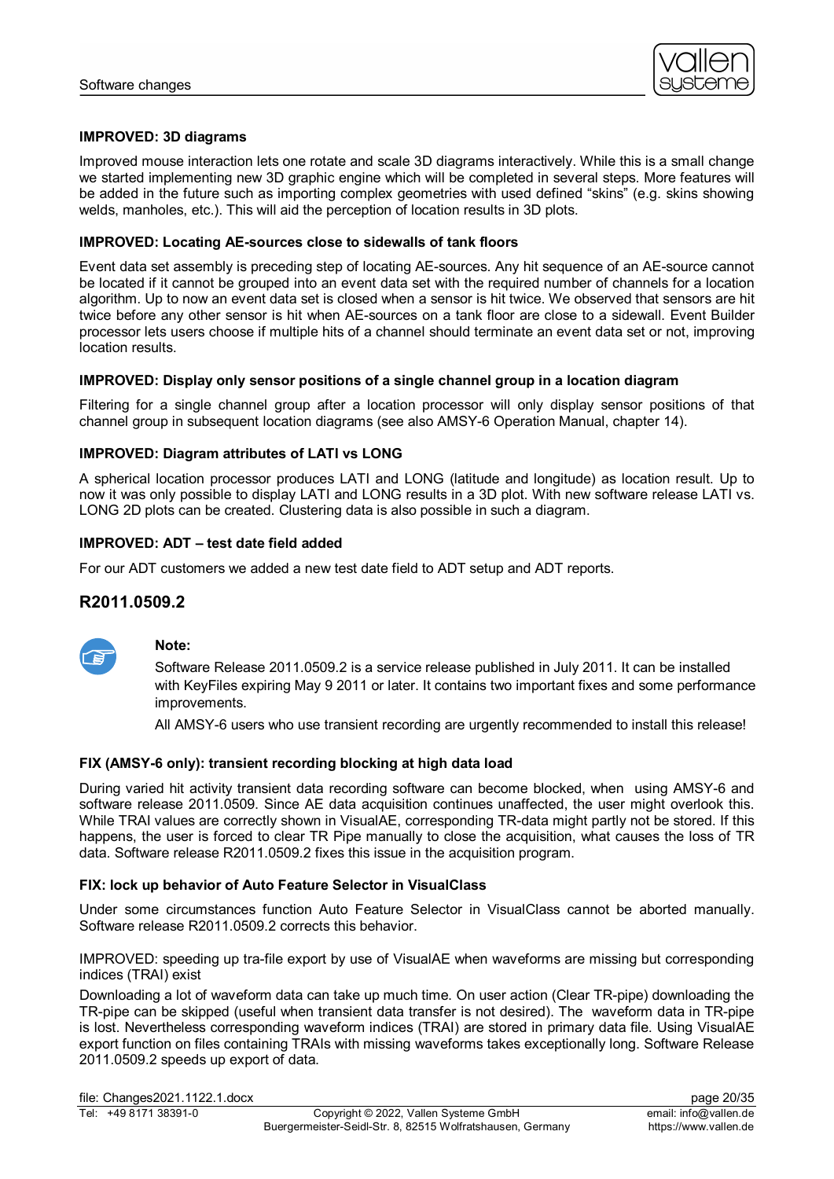**IMPROVED: 3D diagrams**

Improved mouse interaction lets one rotate and scale 3D diagrams interactively. While this is a small change we started implementing new 3D graphic engine which will be completed in several steps. More features will be added in the future such as importing complex geometries with used defined "skins" (e.g. skins showing welds, manholes, etc.). This will aid the perception of location results in 3D plots.

**IMPROVED: Locating AE-sources close to sidewalls of tank floors**

Event data set assembly is preceding step of locating AE-sources. Any hit sequence of an AE-source cannot be located if it cannot be grouped into an event data set with the required number of channels for a location algorithm. Up to now an event data set is closed when a sensor is hit twice. We observed that sensors are hit twice before any other sensor is hit when AE-sources on a tank floor are close to a sidewall. Event Builder processor lets users choose if multiple hits of a channel should terminate an event data set or not, improving location results.

**IMPROVED: Display only sensor positions of a single channel group in a location diagram**

Filtering for a single channel group after a location processor will only display sensor positions of that channel group in subsequent location diagrams (see also AMSY-6 Operation Manual, chapter 14).

**IMPROVED: Diagram attributes of LATI vs LONG**

A spherical location processor produces LATI and LONG (latitude and longitude) as location result. Up to now it was only possible to display LATI and LONG results in a 3D plot. With new software release LATI vs. LONG 2D plots can be created. Clustering data is also possible in such a diagram.

**IMPROVED: ADT – test date field added**

For our ADT customers we added a new test date field to ADT setup and ADT reports.

## R2011.0509.2

**Note:**

Software Release 2011.0509.2 is a service release published in July 2011. It can be installed with KeyFiles expiring May 9 2011 or later. It contains two important fixes and some performance improvements.

All AMSY-6 users who use transient recording are urgently recommended to install this release!

**FIX (AMSY-6 only): transient recording blocking at high data load**

During varied hit activity transient data recording software can become blocked, when using AMSY-6 and software release 2011.0509. Since AE data acquisition continues unaffected, the user might overlook this. While TRAI values are correctly shown in VisualAE, corresponding TR-data might partly not be stored. If this happens, the user is forced to clear TR Pipe manually to close the acquisition, what causes the loss of TR data. Software release R2011.0509.2 fixes this issue in the acquisition program.

**FIX: lock up behavior of Auto Feature Selector in VisualClass**

Under some circumstances function Auto Feature Selector in VisualClass cannot be aborted manually. Software release R2011.0509.2 corrects this behavior.

IMPROVED: speeding up tra-file export by use of VisualAE when waveforms are missing but corresponding indices (TRAI) exist

Downloading a lot of waveform data can take up much time. On user action (Clear TR-pipe) downloading the TR-pipe can be skipped (useful when transient data transfer is not desired). The waveform data in TR-pipe is lost. Nevertheless corresponding waveform indices (TRAI) are stored in primary data file. Using VisualAE export function on files containing TRAIs with missing waveforms takes exceptionally long. Software Release 2011.0509.2 speeds up export of data.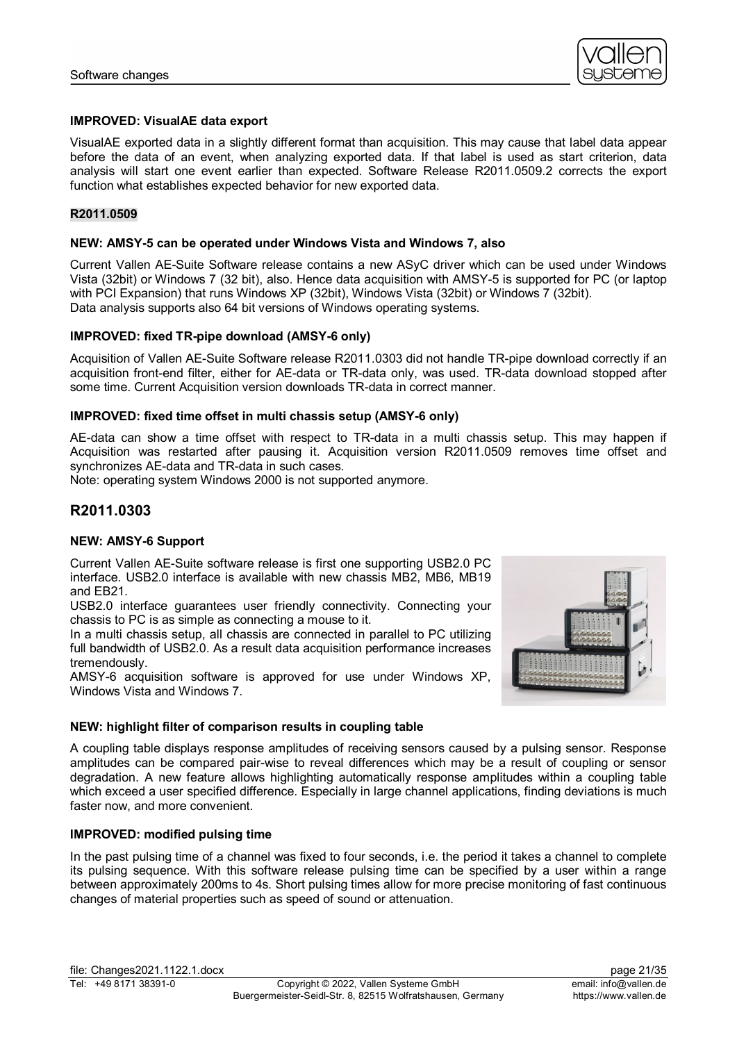#### IMPROVED: VisualAE data export

VisualAE exported data in a slightly different format than acquisition. This may cause that label data appear before the data of an event, when analyzing exported data. If that label is used as start criterion, data analysis will start one event earlier than expected. Software Release R2011.0509.2 corrects the export function what establishes expected behavior for new exported data.

### R2011.0509

#### NEW: AMSY-5 can be operated under Windows Vista and Windows 7, also

Current Vallen AE-Suite Software release contains a new ASyC driver which can be used under Windows Vista (32bit) or Windows 7 (32 bit), also. Hence data acquisition with AMSY-5 is supported for PC (or laptop with PCI Expansion) that runs Windows XP (32bit), Windows Vista (32bit) or Windows 7 (32bit).
Data analysis supports also 64 bit versions of Windows operating systems.

#### IMPROVED: fixed TR-pipe download (AMSY-6 only)

Acquisition of Vallen AE-Suite Software release R2011.0303 did not handle TR-pipe download correctly if an acquisition front-end filter, either for AE-data or TR-data only, was used. TR-data download stopped after some time. Current Acquisition version downloads TR-data in correct manner.

#### IMPROVED: fixed time offset in multi chassis setup (AMSY-6 only)

AE-data can show a time offset with respect to TR-data in a multi chassis setup. This may happen if Acquisition was restarted after pausing it. Acquisition version R2011.0509 removes time offset and synchronizes AE-data and TR-data in such cases.
Note: operating system Windows 2000 is not supported anymore.

## R2011.0303

#### NEW: AMSY-6 Support

Current Vallen AE-Suite software release is first one supporting USB2.0 PC interface. USB2.0 interface is available with new chassis MB2, MB6, MB19 and EB21.
USB2.0 interface guarantees user friendly connectivity. Connecting your chassis to PC is as simple as connecting a mouse to it.
In a multi chassis setup, all chassis are connected in parallel to PC utilizing full bandwidth of USB2.0. As a result data acquisition performance increases tremendously.
AMSY-6 acquisition software is approved for use under Windows XP, Windows Vista and Windows 7.

#### NEW: highlight filter of comparison results in coupling table

A coupling table displays response amplitudes of receiving sensors caused by a pulsing sensor. Response amplitudes can be compared pair-wise to reveal differences which may be a result of coupling or sensor degradation. A new feature allows highlighting automatically response amplitudes within a coupling table which exceed a user specified difference. Especially in large channel applications, finding deviations is much faster now, and more convenient.

#### IMPROVED: modified pulsing time

In the past pulsing time of a channel was fixed to four seconds, i.e. the period it takes a channel to complete its pulsing sequence. With this software release pulsing time can be specified by a user within a range between approximately 200ms to 4s. Short pulsing times allow for more precise monitoring of fast continuous changes of material properties such as speed of sound or attenuation.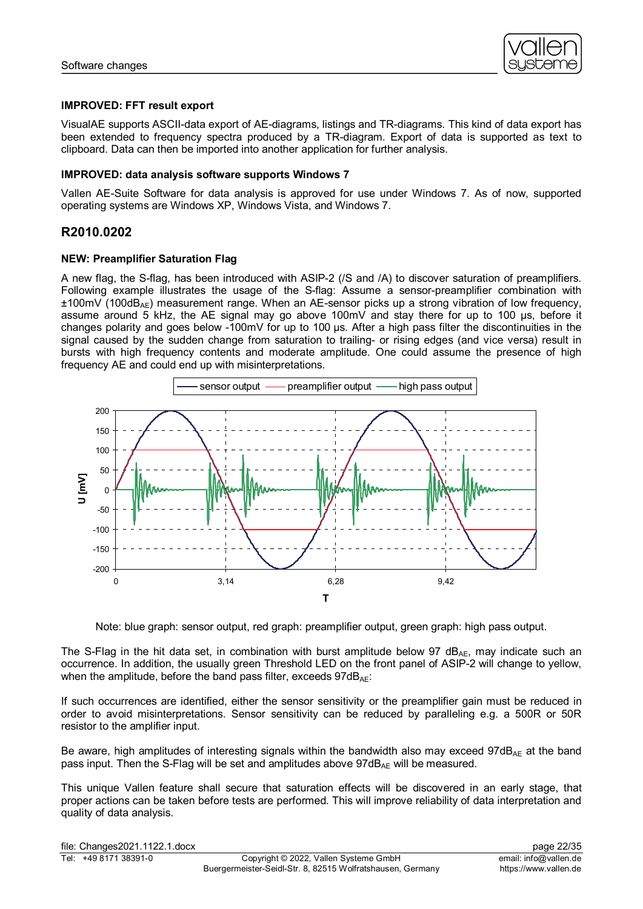**IMPROVED: FFT result export**

VisualAE supports ASCII-data export of AE-diagrams, listings and TR-diagrams. This kind of data export has been extended to frequency spectra produced by a TR-diagram. Export of data is supported as text to clipboard. Data can then be imported into another application for further analysis.

**IMPROVED: data analysis software supports Windows 7**

Vallen AE-Suite Software for data analysis is approved for use under Windows 7. As of now, supported operating systems are Windows XP, Windows Vista, and Windows 7.

## R2010.0202

**NEW: Preamplifier Saturation Flag**

A new flag, the S-flag, has been introduced with ASIP-2 (/S and /A) to discover saturation of preamplifiers. Following example illustrates the usage of the S-flag: Assume a sensor-preamplifier combination with ±100mV ($100dB_{AE}$) measurement range. When an AE-sensor picks up a strong vibration of low frequency, assume around 5 kHz, the AE signal may go above 100mV and stay there for up to 100 µs, before it changes polarity and goes below -100mV for up to 100 µs. After a high pass filter the discontinuities in the signal caused by the sudden change from saturation to trailing- or rising edges (and vice versa) result in bursts with high frequency contents and moderate amplitude. One could assume the presence of high frequency AE and could end up with misinterpretations.

Note: blue graph: sensor output, red graph: preamplifier output, green graph: high pass output.

The S-Flag in the hit data set, in combination with burst amplitude below 97 $dB_{AE}$, may indicate such an occurrence. In addition, the usually green Threshold LED on the front panel of ASIP-2 will change to yellow, when the amplitude, before the band pass filter, exceeds $97dB_{AE}$:

If such occurrences are identified, either the sensor sensitivity or the preamplifier gain must be reduced in order to avoid misinterpretations. Sensor sensitivity can be reduced by paralleling e.g. a 500R or 50R resistor to the amplifier input.

Be aware, high amplitudes of interesting signals within the bandwidth also may exceed $97dB_{AE}$ at the band pass input. Then the S-Flag will be set and amplitudes above $97dB_{AE}$ will be measured.

This unique Vallen feature shall secure that saturation effects will be discovered in an early stage, that proper actions can be taken before tests are performed. This will improve reliability of data interpretation and quality of data analysis.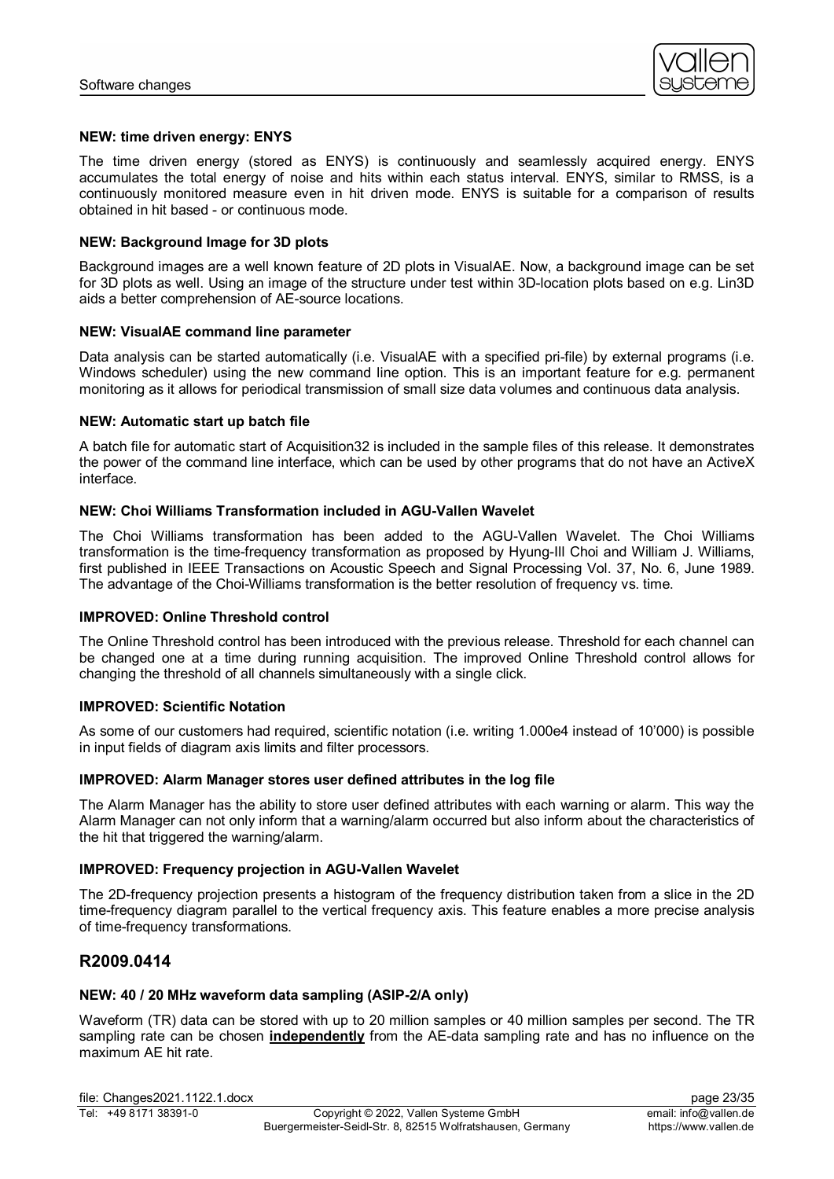**NEW: time driven energy: ENYS**

The time driven energy (stored as ENYS) is continuously and seamlessly acquired energy. ENYS accumulates the total energy of noise and hits within each status interval. ENYS, similar to RMSS, is a continuously monitored measure even in hit driven mode. ENYS is suitable for a comparison of results obtained in hit based - or continuous mode.

**NEW: Background Image for 3D plots**

Background images are a well known feature of 2D plots in VisualAE. Now, a background image can be set for 3D plots as well. Using an image of the structure under test within 3D-location plots based on e.g. Lin3D aids a better comprehension of AE-source locations.

**NEW: VisualAE command line parameter**

Data analysis can be started automatically (i.e. VisualAE with a specified pri-file) by external programs (i.e. Windows scheduler) using the new command line option. This is an important feature for e.g. permanent monitoring as it allows for periodical transmission of small size data volumes and continuous data analysis.

**NEW: Automatic start up batch file**

A batch file for automatic start of Acquisition32 is included in the sample files of this release. It demonstrates the power of the command line interface, which can be used by other programs that do not have an ActiveX interface.

**NEW: Choi Williams Transformation included in AGU-Vallen Wavelet**

The Choi Williams transformation has been added to the AGU-Vallen Wavelet. The Choi Williams transformation is the time-frequency transformation as proposed by Hyung-Ill Choi and William J. Williams, first published in IEEE Transactions on Acoustic Speech and Signal Processing Vol. 37, No. 6, June 1989. The advantage of the Choi-Williams transformation is the better resolution of frequency vs. time.

**IMPROVED: Online Threshold control**

The Online Threshold control has been introduced with the previous release. Threshold for each channel can be changed one at a time during running acquisition. The improved Online Threshold control allows for changing the threshold of all channels simultaneously with a single click.

**IMPROVED: Scientific Notation**

As some of our customers had required, scientific notation (i.e. writing 1.000e4 instead of 10’000) is possible in input fields of diagram axis limits and filter processors.

**IMPROVED: Alarm Manager stores user defined attributes in the log file**

The Alarm Manager has the ability to store user defined attributes with each warning or alarm. This way the Alarm Manager can not only inform that a warning/alarm occurred but also inform about the characteristics of the hit that triggered the warning/alarm.

**IMPROVED: Frequency projection in AGU-Vallen Wavelet**

The 2D-frequency projection presents a histogram of the frequency distribution taken from a slice in the 2D time-frequency diagram parallel to the vertical frequency axis. This feature enables a more precise analysis of time-frequency transformations.

## R2009.0414

**NEW: 40 / 20 MHz waveform data sampling (ASIP-2/A only)**

Waveform (TR) data can be stored with up to 20 million samples or 40 million samples per second. The TR sampling rate can be chosen **independently** from the AE-data sampling rate and has no influence on the maximum AE hit rate.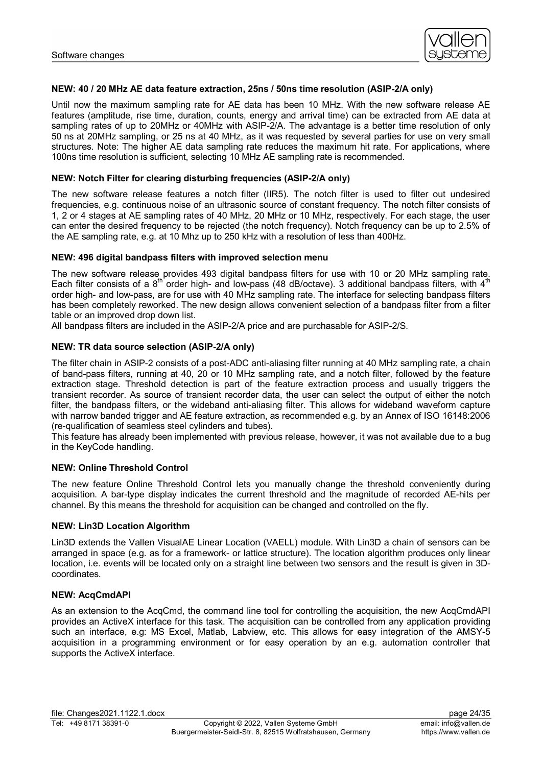**NEW: 40 / 20 MHz AE data feature extraction, 25ns / 50ns time resolution (ASIP-2/A only)**

Until now the maximum sampling rate for AE data has been 10 MHz. With the new software release AE features (amplitude, rise time, duration, counts, energy and arrival time) can be extracted from AE data at sampling rates of up to 20MHz or 40MHz with ASIP-2/A. The advantage is a better time resolution of only 50 ns at 20MHz sampling, or 25 ns at 40 MHz, as it was requested by several parties for use on very small structures. Note: The higher AE data sampling rate reduces the maximum hit rate. For applications, where 100ns time resolution is sufficient, selecting 10 MHz AE sampling rate is recommended.

**NEW: Notch Filter for clearing disturbing frequencies (ASIP-2/A only)**

The new software release features a notch filter (IIR5). The notch filter is used to filter out undesired frequencies, e.g. continuous noise of an ultrasonic source of constant frequency. The notch filter consists of 1, 2 or 4 stages at AE sampling rates of 40 MHz, 20 MHz or 10 MHz, respectively. For each stage, the user can enter the desired frequency to be rejected (the notch frequency). Notch frequency can be up to 2.5% of the AE sampling rate, e.g. at 10 Mhz up to 250 kHz with a resolution of less than 400Hz.

**NEW: 496 digital bandpass filters with improved selection menu**

The new software release provides 493 digital bandpass filters for use with 10 or 20 MHz sampling rate. Each filter consists of a 8$^{th}$ order high- and low-pass (48 dB/octave). 3 additional bandpass filters, with 4$^{th}$ order high- and low-pass, are for use with 40 MHz sampling rate. The interface for selecting bandpass filters has been completely reworked. The new design allows convenient selection of a bandpass filter from a filter table or an improved drop down list.

All bandpass filters are included in the ASIP-2/A price and are purchasable for ASIP-2/S.

**NEW: TR data source selection (ASIP-2/A only)**

The filter chain in ASIP-2 consists of a post-ADC anti-aliasing filter running at 40 MHz sampling rate, a chain of band-pass filters, running at 40, 20 or 10 MHz sampling rate, and a notch filter, followed by the feature extraction stage. Threshold detection is part of the feature extraction process and usually triggers the transient recorder. As source of transient recorder data, the user can select the output of either the notch filter, the bandpass filters, or the wideband anti-aliasing filter. This allows for wideband waveform capture with narrow banded trigger and AE feature extraction, as recommended e.g. by an Annex of ISO 16148:2006 (re-qualification of seamless steel cylinders and tubes).

This feature has already been implemented with previous release, however, it was not available due to a bug in the KeyCode handling.

**NEW: Online Threshold Control**

The new feature Online Threshold Control lets you manually change the threshold conveniently during acquisition. A bar-type display indicates the current threshold and the magnitude of recorded AE-hits per channel. By this means the threshold for acquisition can be changed and controlled on the fly.

**NEW: Lin3D Location Algorithm**

Lin3D extends the Vallen VisualAE Linear Location (VAELL) module. With Lin3D a chain of sensors can be arranged in space (e.g. as for a framework- or lattice structure). The location algorithm produces only linear location, i.e. events will be located only on a straight line between two sensors and the result is given in 3D-coordinates.

**NEW: AcqCmdAPI**

As an extension to the AcqCmd, the command line tool for controlling the acquisition, the new AcqCmdAPI provides an ActiveX interface for this task. The acquisition can be controlled from any application providing such an interface, e.g: MS Excel, Matlab, Labview, etc. This allows for easy integration of the AMSY-5 acquisition in a programming environment or for easy operation by an e.g. automation controller that supports the ActiveX interface.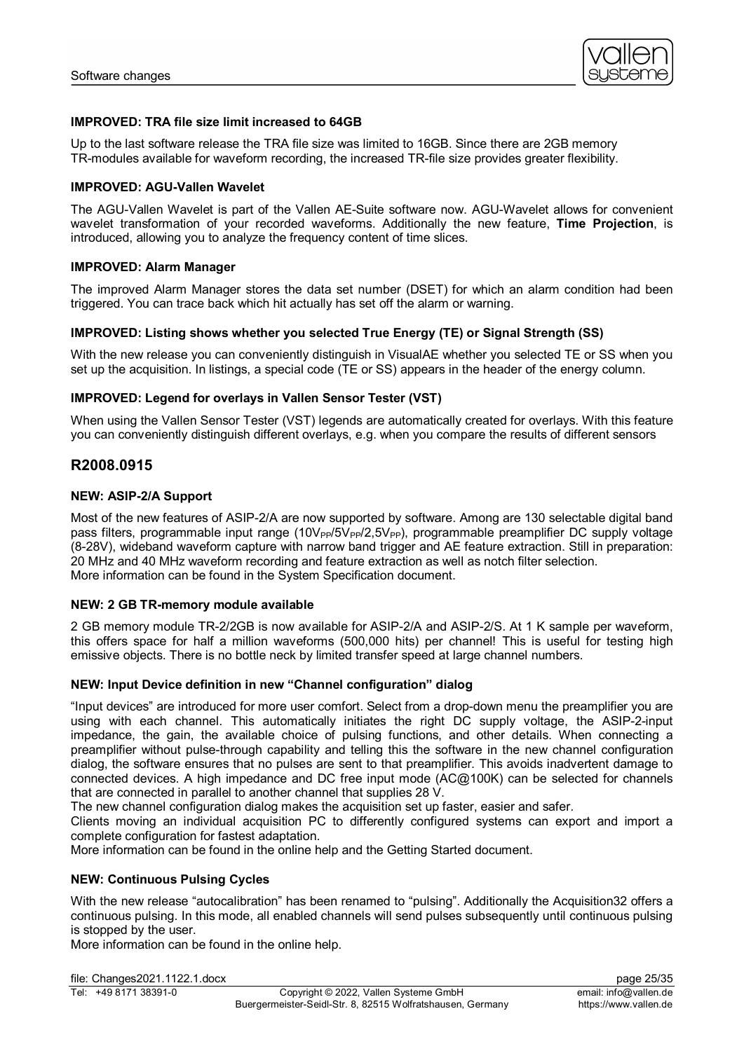**IMPROVED: TRA file size limit increased to 64GB**

Up to the last software release the TRA file size was limited to 16GB. Since there are 2GB memory TR-modules available for waveform recording, the increased TR-file size provides greater flexibility.

**IMPROVED: AGU-Vallen Wavelet**

The AGU-Vallen Wavelet is part of the Vallen AE-Suite software now. AGU-Wavelet allows for convenient wavelet transformation of your recorded waveforms. Additionally the new feature, **Time Projection**, is introduced, allowing you to analyze the frequency content of time slices.

**IMPROVED: Alarm Manager**

The improved Alarm Manager stores the data set number (DSET) for which an alarm condition had been triggered. You can trace back which hit actually has set off the alarm or warning.

**IMPROVED: Listing shows whether you selected True Energy (TE) or Signal Strength (SS)**

With the new release you can conveniently distinguish in VisualAE whether you selected TE or SS when you set up the acquisition. In listings, a special code (TE or SS) appears in the header of the energy column.

**IMPROVED: Legend for overlays in Vallen Sensor Tester (VST)**

When using the Vallen Sensor Tester (VST) legends are automatically created for overlays. With this feature you can conveniently distinguish different overlays, e.g. when you compare the results of different sensors

## R2008.0915

**NEW: ASIP-2/A Support**

Most of the new features of ASIP-2/A are now supported by software. Among are 130 selectable digital band pass filters, programmable input range ($10V_{PP}$/$5V_{PP}$/$2,5V_{PP}$), programmable preamplifier DC supply voltage (8-28V), wideband waveform capture with narrow band trigger and AE feature extraction. Still in preparation: 20 MHz and 40 MHz waveform recording and feature extraction as well as notch filter selection.
More information can be found in the System Specification document.

**NEW: 2 GB TR-memory module available**

2 GB memory module TR-2/2GB is now available for ASIP-2/A and ASIP-2/S. At 1 K sample per waveform, this offers space for half a million waveforms (500,000 hits) per channel! This is useful for testing high emissive objects. There is no bottle neck by limited transfer speed at large channel numbers.

**NEW: Input Device definition in new "Channel configuration" dialog**

"Input devices" are introduced for more user comfort. Select from a drop-down menu the preamplifier you are using with each channel. This automatically initiates the right DC supply voltage, the ASIP-2-input impedance, the gain, the available choice of pulsing functions, and other details. When connecting a preamplifier without pulse-through capability and telling this the software in the new channel configuration dialog, the software ensures that no pulses are sent to that preamplifier. This avoids inadvertent damage to connected devices. A high impedance and DC free input mode (AC@100K) can be selected for channels that are connected in parallel to another channel that supplies 28 V.
The new channel configuration dialog makes the acquisition set up faster, easier and safer.
Clients moving an individual acquisition PC to differently configured systems can export and import a complete configuration for fastest adaptation.
More information can be found in the online help and the Getting Started document.

**NEW: Continuous Pulsing Cycles**

With the new release "autocalibration" has been renamed to "pulsing". Additionally the Acquisition32 offers a continuous pulsing. In this mode, all enabled channels will send pulses subsequently until continuous pulsing is stopped by the user.
More information can be found in the online help.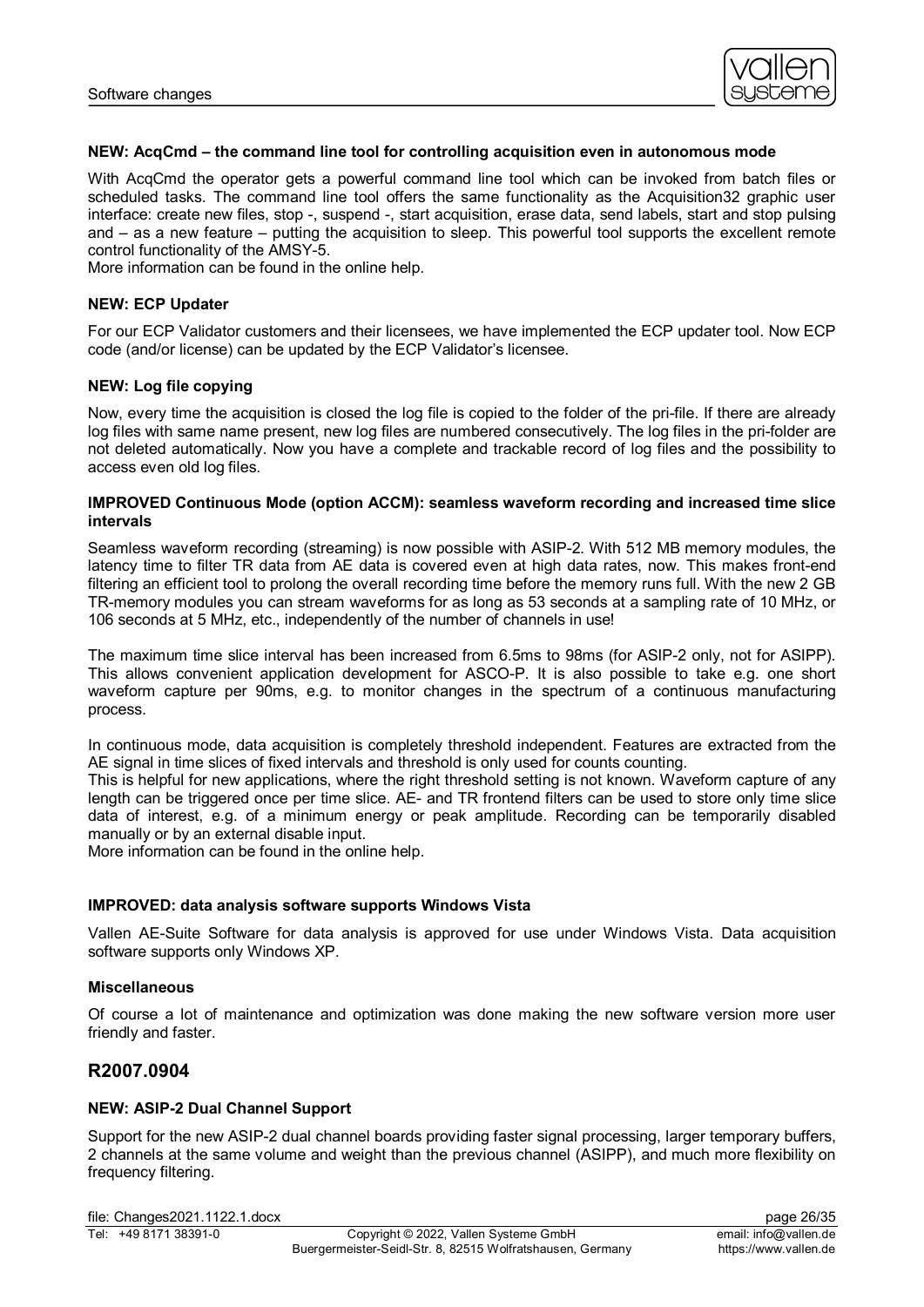**NEW: AcqCmd – the command line tool for controlling acquisition even in autonomous mode**

With AcqCmd the operator gets a powerful command line tool which can be invoked from batch files or scheduled tasks. The command line tool offers the same functionality as the Acquisition32 graphic user interface: create new files, stop -, suspend -, start acquisition, erase data, send labels, start and stop pulsing and – as a new feature – putting the acquisition to sleep. This powerful tool supports the excellent remote control functionality of the AMSY-5.
More information can be found in the online help.

**NEW: ECP Updater**

For our ECP Validator customers and their licensees, we have implemented the ECP updater tool. Now ECP code (and/or license) can be updated by the ECP Validator's licensee.

**NEW: Log file copying**

Now, every time the acquisition is closed the log file is copied to the folder of the pri-file. If there are already log files with same name present, new log files are numbered consecutively. The log files in the pri-folder are not deleted automatically. Now you have a complete and trackable record of log files and the possibility to access even old log files.

**IMPROVED Continuous Mode (option ACCM): seamless waveform recording and increased time slice intervals**

Seamless waveform recording (streaming) is now possible with ASIP-2. With 512 MB memory modules, the latency time to filter TR data from AE data is covered even at high data rates, now. This makes front-end filtering an efficient tool to prolong the overall recording time before the memory runs full. With the new 2 GB TR-memory modules you can stream waveforms for as long as 53 seconds at a sampling rate of 10 MHz, or 106 seconds at 5 MHz, etc., independently of the number of channels in use!

The maximum time slice interval has been increased from 6.5ms to 98ms (for ASIP-2 only, not for ASIPP). This allows convenient application development for ASCO-P. It is also possible to take e.g. one short waveform capture per 90ms, e.g. to monitor changes in the spectrum of a continuous manufacturing process.

In continuous mode, data acquisition is completely threshold independent. Features are extracted from the AE signal in time slices of fixed intervals and threshold is only used for counts counting.
This is helpful for new applications, where the right threshold setting is not known. Waveform capture of any length can be triggered once per time slice. AE- and TR frontend filters can be used to store only time slice data of interest, e.g. of a minimum energy or peak amplitude. Recording can be temporarily disabled manually or by an external disable input.
More information can be found in the online help.

**IMPROVED: data analysis software supports Windows Vista**

Vallen AE-Suite Software for data analysis is approved for use under Windows Vista. Data acquisition software supports only Windows XP.

**Miscellaneous**

Of course a lot of maintenance and optimization was done making the new software version more user friendly and faster.

## R2007.0904

**NEW: ASIP-2 Dual Channel Support**

Support for the new ASIP-2 dual channel boards providing faster signal processing, larger temporary buffers, 2 channels at the same volume and weight than the previous channel (ASIPP), and much more flexibility on frequency filtering.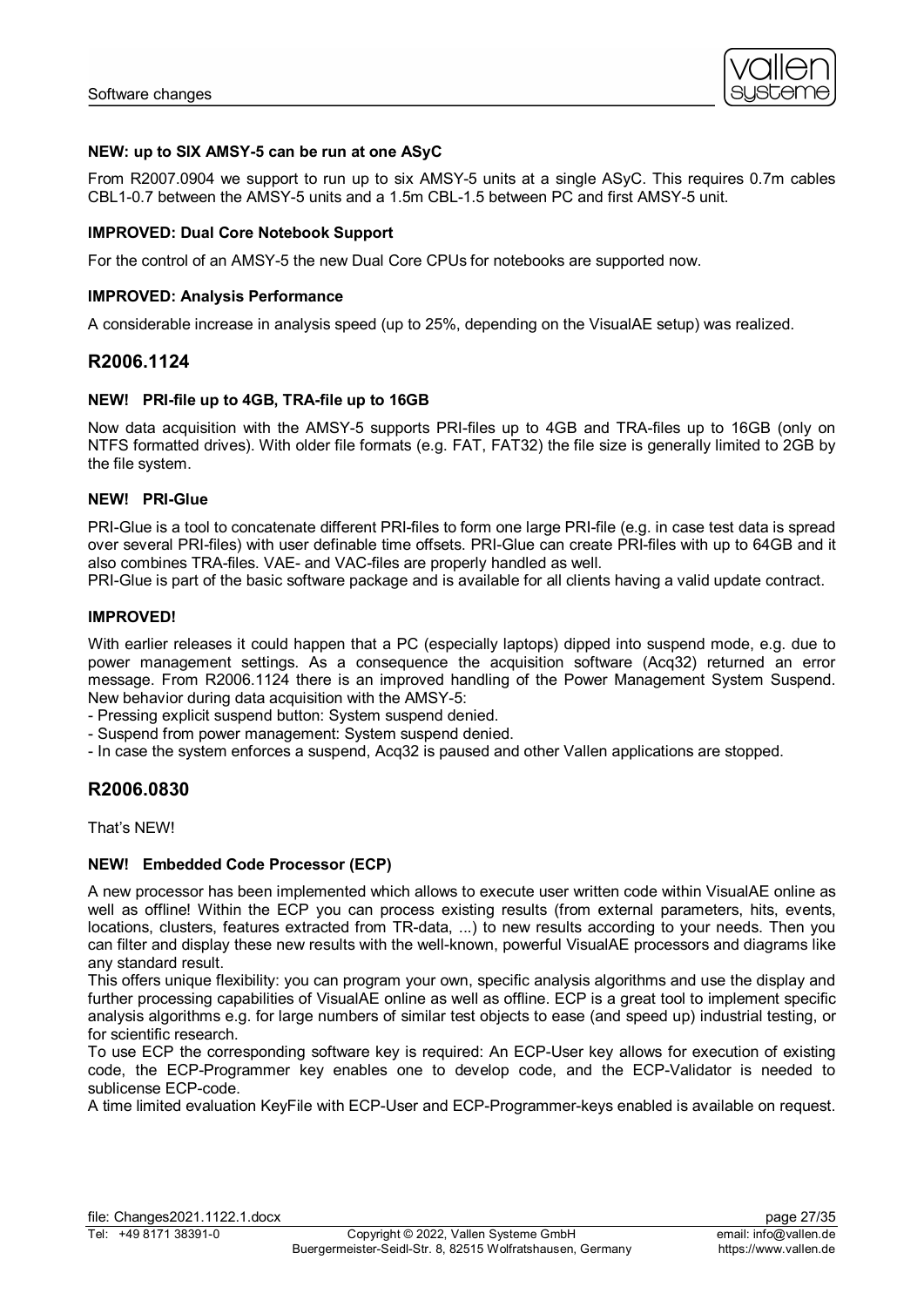**NEW: up to SIX AMSY-5 can be run at one ASyC**

From R2007.0904 we support to run up to six AMSY-5 units at a single ASyC. This requires 0.7m cables CBL1-0.7 between the AMSY-5 units and a 1.5m CBL-1.5 between PC and first AMSY-5 unit.

**IMPROVED: Dual Core Notebook Support**

For the control of an AMSY-5 the new Dual Core CPUs for notebooks are supported now.

**IMPROVED: Analysis Performance**

A considerable increase in analysis speed (up to 25%, depending on the VisualAE setup) was realized.

## R2006.1124

**NEW! PRI-file up to 4GB, TRA-file up to 16GB**

Now data acquisition with the AMSY-5 supports PRI-files up to 4GB and TRA-files up to 16GB (only on NTFS formatted drives). With older file formats (e.g. FAT, FAT32) the file size is generally limited to 2GB by the file system.

**NEW! PRI-Glue**

PRI-Glue is a tool to concatenate different PRI-files to form one large PRI-file (e.g. in case test data is spread over several PRI-files) with user definable time offsets. PRI-Glue can create PRI-files with up to 64GB and it also combines TRA-files. VAE- and VAC-files are properly handled as well.
PRI-Glue is part of the basic software package and is available for all clients having a valid update contract.

**IMPROVED!**

With earlier releases it could happen that a PC (especially laptops) dipped into suspend mode, e.g. due to power management settings. As a consequence the acquisition software (Acq32) returned an error message. From R2006.1124 there is an improved handling of the Power Management System Suspend. New behavior during data acquisition with the AMSY-5:
- Pressing explicit suspend button: System suspend denied.
- Suspend from power management: System suspend denied.
- In case the system enforces a suspend, Acq32 is paused and other Vallen applications are stopped.

## R2006.0830

That's NEW!

**NEW! Embedded Code Processor (ECP)**

A new processor has been implemented which allows to execute user written code within VisualAE online as well as offline! Within the ECP you can process existing results (from external parameters, hits, events, locations, clusters, features extracted from TR-data, ...) to new results according to your needs. Then you can filter and display these new results with the well-known, powerful VisualAE processors and diagrams like any standard result.
This offers unique flexibility: you can program your own, specific analysis algorithms and use the display and further processing capabilities of VisualAE online as well as offline. ECP is a great tool to implement specific analysis algorithms e.g. for large numbers of similar test objects to ease (and speed up) industrial testing, or for scientific research.
To use ECP the corresponding software key is required: An ECP-User key allows for execution of existing code, the ECP-Programmer key enables one to develop code, and the ECP-Validator is needed to sublicense ECP-code.
A time limited evaluation KeyFile with ECP-User and ECP-Programmer-keys enabled is available on request.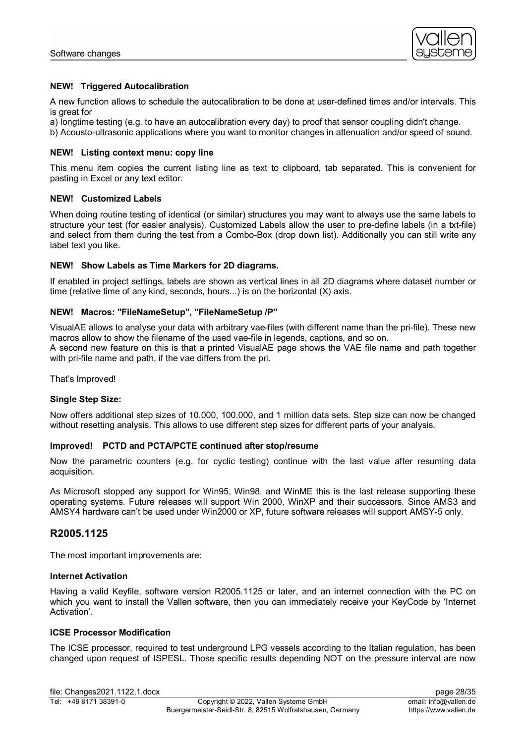**NEW! Triggered Autocalibration**

A new function allows to schedule the autocalibration to be done at user-defined times and/or intervals. This is great for

a) longtime testing (e.g. to have an autocalibration every day) to proof that sensor coupling didn't change.

b) Acousto-ultrasonic applications where you want to monitor changes in attenuation and/or speed of sound.

**NEW! Listing context menu: copy line**

This menu item copies the current listing line as text to clipboard, tab separated. This is convenient for pasting in Excel or any text editor.

**NEW! Customized Labels**

When doing routine testing of identical (or similar) structures you may want to always use the same labels to structure your test (for easier analysis). Customized Labels allow the user to pre-define labels (in a txt-file) and select from them during the test from a Combo-Box (drop down list). Additionally you can still write any label text you like.

**NEW! Show Labels as Time Markers for 2D diagrams.**

If enabled in project settings, labels are shown as vertical lines in all 2D diagrams where dataset number or time (relative time of any kind, seconds, hours...) is on the horizontal (X) axis.

**NEW! Macros: "FileNameSetup", "FileNameSetup /P"**

VisualAE allows to analyse your data with arbitrary vae-files (with different name than the pri-file). These new macros allow to show the filename of the used vae-file in legends, captions, and so on.

A second new feature on this is that a printed VisualAE page shows the VAE file name and path together with pri-file name and path, if the vae differs from the pri.

That's Improved!

**Single Step Size:**

Now offers additional step sizes of 10.000, 100.000, and 1 million data sets. Step size can now be changed without resetting analysis. This allows to use different step sizes for different parts of your analysis.

**Improved! PCTD and PCTA/PCTE continued after stop/resume**

Now the parametric counters (e.g. for cyclic testing) continue with the last value after resuming data acquisition.

As Microsoft stopped any support for Win95, Win98, and WinME this is the last release supporting these operating systems. Future releases will support Win 2000, WinXP and their successors. Since AMS3 and AMSY4 hardware can't be used under Win2000 or XP, future software releases will support AMSY-5 only.

## R2005.1125

The most important improvements are:

**Internet Activation**

Having a valid Keyfile, software version R2005.1125 or later, and an internet connection with the PC on which you want to install the Vallen software, then you can immediately receive your KeyCode by 'Internet Activation'.

**ICSE Processor Modification**

The ICSE processor, required to test underground LPG vessels according to the Italian regulation, has been changed upon request of ISPESL. Those specific results depending NOT on the pressure interval are now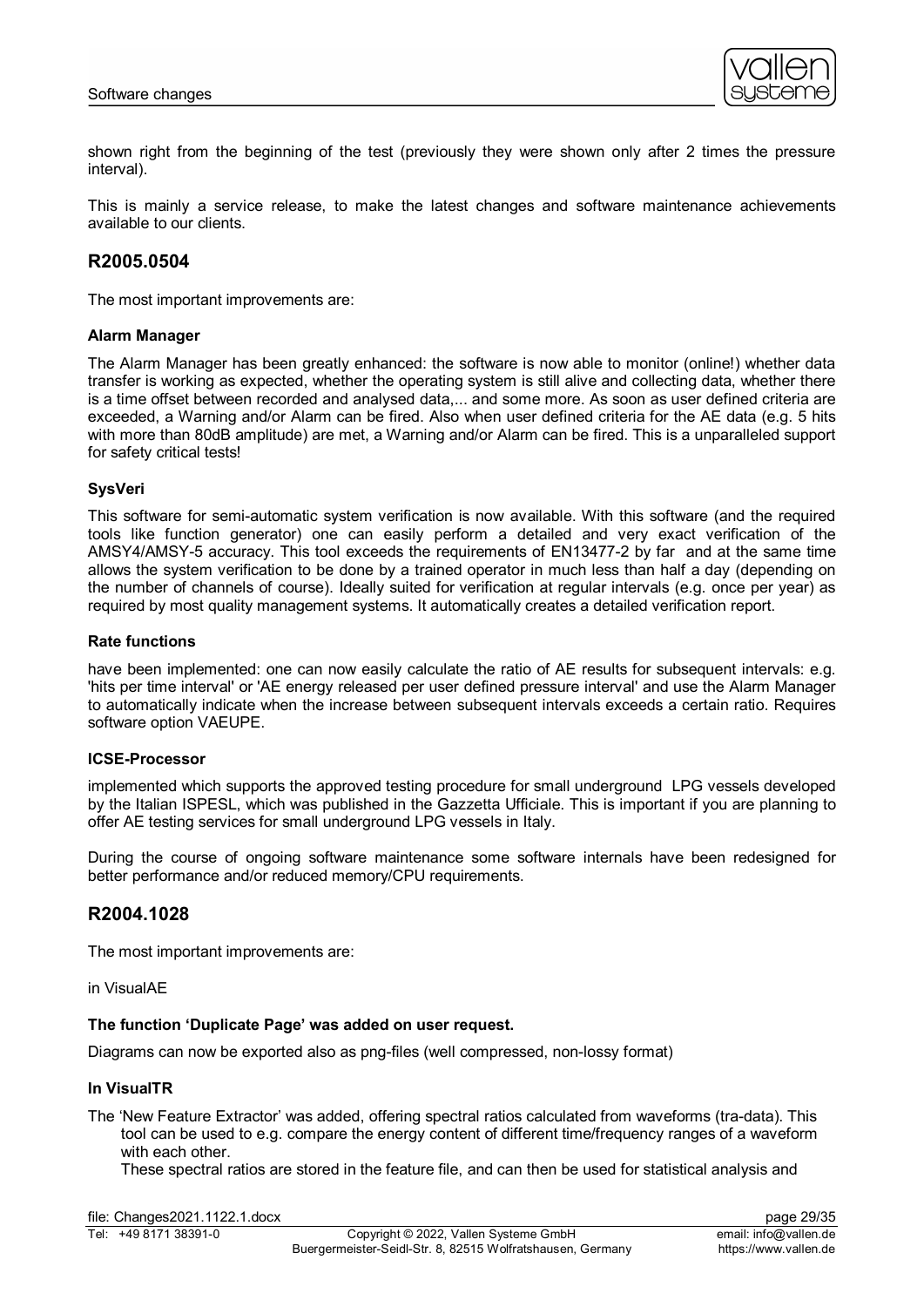shown right from the beginning of the test (previously they were shown only after 2 times the pressure interval).

This is mainly a service release, to make the latest changes and software maintenance achievements available to our clients.

## R2005.0504

The most important improvements are:

**Alarm Manager**

The Alarm Manager has been greatly enhanced: the software is now able to monitor (online!) whether data transfer is working as expected, whether the operating system is still alive and collecting data, whether there is a time offset between recorded and analysed data,... and some more. As soon as user defined criteria are exceeded, a Warning and/or Alarm can be fired. Also when user defined criteria for the AE data (e.g. 5 hits with more than 80dB amplitude) are met, a Warning and/or Alarm can be fired. This is a unparalleled support for safety critical tests!

**SysVeri**

This software for semi-automatic system verification is now available. With this software (and the required tools like function generator) one can easily perform a detailed and very exact verification of the AMSY4/AMSY-5 accuracy. This tool exceeds the requirements of EN13477-2 by far and at the same time allows the system verification to be done by a trained operator in much less than half a day (depending on the number of channels of course). Ideally suited for verification at regular intervals (e.g. once per year) as required by most quality management systems. It automatically creates a detailed verification report.

**Rate functions**

have been implemented: one can now easily calculate the ratio of AE results for subsequent intervals: e.g. 'hits per time interval' or 'AE energy released per user defined pressure interval' and use the Alarm Manager to automatically indicate when the increase between subsequent intervals exceeds a certain ratio. Requires software option VAEUPE.

**ICSE-Processor**

implemented which supports the approved testing procedure for small underground LPG vessels developed by the Italian ISPESL, which was published in the Gazzetta Ufficiale. This is important if you are planning to offer AE testing services for small underground LPG vessels in Italy.

During the course of ongoing software maintenance some software internals have been redesigned for better performance and/or reduced memory/CPU requirements.

## R2004.1028

The most important improvements are:

in VisualAE

**The function 'Duplicate Page' was added on user request.**

Diagrams can now be exported also as png-files (well compressed, non-lossy format)

**In VisualTR**

The 'New Feature Extractor' was added, offering spectral ratios calculated from waveforms (tra-data). This tool can be used to e.g. compare the energy content of different time/frequency ranges of a waveform with each other.
These spectral ratios are stored in the feature file, and can then be used for statistical analysis and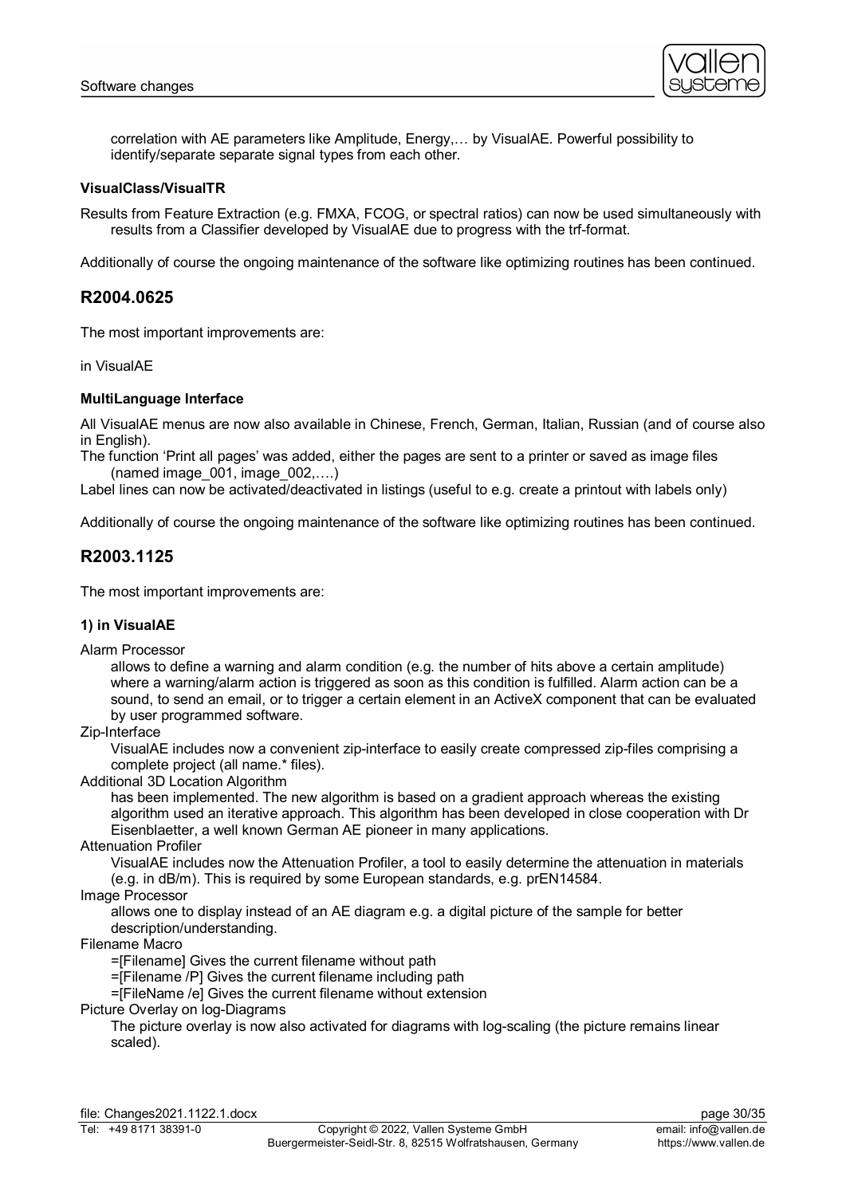correlation with AE parameters like Amplitude, Energy,… by VisualAE. Powerful possibility to identify/separate separate signal types from each other.

**VisualClass/VisualTR**

Results from Feature Extraction (e.g. FMXA, FCOG, or spectral ratios) can now be used simultaneously with results from a Classifier developed by VisualAE due to progress with the trf-format.

Additionally of course the ongoing maintenance of the software like optimizing routines has been continued.

## R2004.0625

The most important improvements are:

in VisualAE

**MultiLanguage Interface**

All VisualAE menus are now also available in Chinese, French, German, Italian, Russian (and of course also in English).

The function 'Print all pages' was added, either the pages are sent to a printer or saved as image files (named image_001, image_002,….)

Label lines can now be activated/deactivated in listings (useful to e.g. create a printout with labels only)

Additionally of course the ongoing maintenance of the software like optimizing routines has been continued.

## R2003.1125

The most important improvements are:

**1) in VisualAE**

Alarm Processor
: allows to define a warning and alarm condition (e.g. the number of hits above a certain amplitude) where a warning/alarm action is triggered as soon as this condition is fulfilled. Alarm action can be a sound, to send an email, or to trigger a certain element in an ActiveX component that can be evaluated by user programmed software.

Zip-Interface
: VisualAE includes now a convenient zip-interface to easily create compressed zip-files comprising a complete project (all name.* files).

Additional 3D Location Algorithm
: has been implemented. The new algorithm is based on a gradient approach whereas the existing algorithm used an iterative approach. This algorithm has been developed in close cooperation with Dr Eisenblaetter, a well known German AE pioneer in many applications.

Attenuation Profiler
: VisualAE includes now the Attenuation Profiler, a tool to easily determine the attenuation in materials (e.g. in dB/m). This is required by some European standards, e.g. prEN14584.

Image Processor
: allows one to display instead of an AE diagram e.g. a digital picture of the sample for better description/understanding.

Filename Macro
: =[Filename] Gives the current filename without path
: =[Filename /P] Gives the current filename including path
: =[FileName /e] Gives the current filename without extension

Picture Overlay on log-Diagrams
: The picture overlay is now also activated for diagrams with log-scaling (the picture remains linear scaled).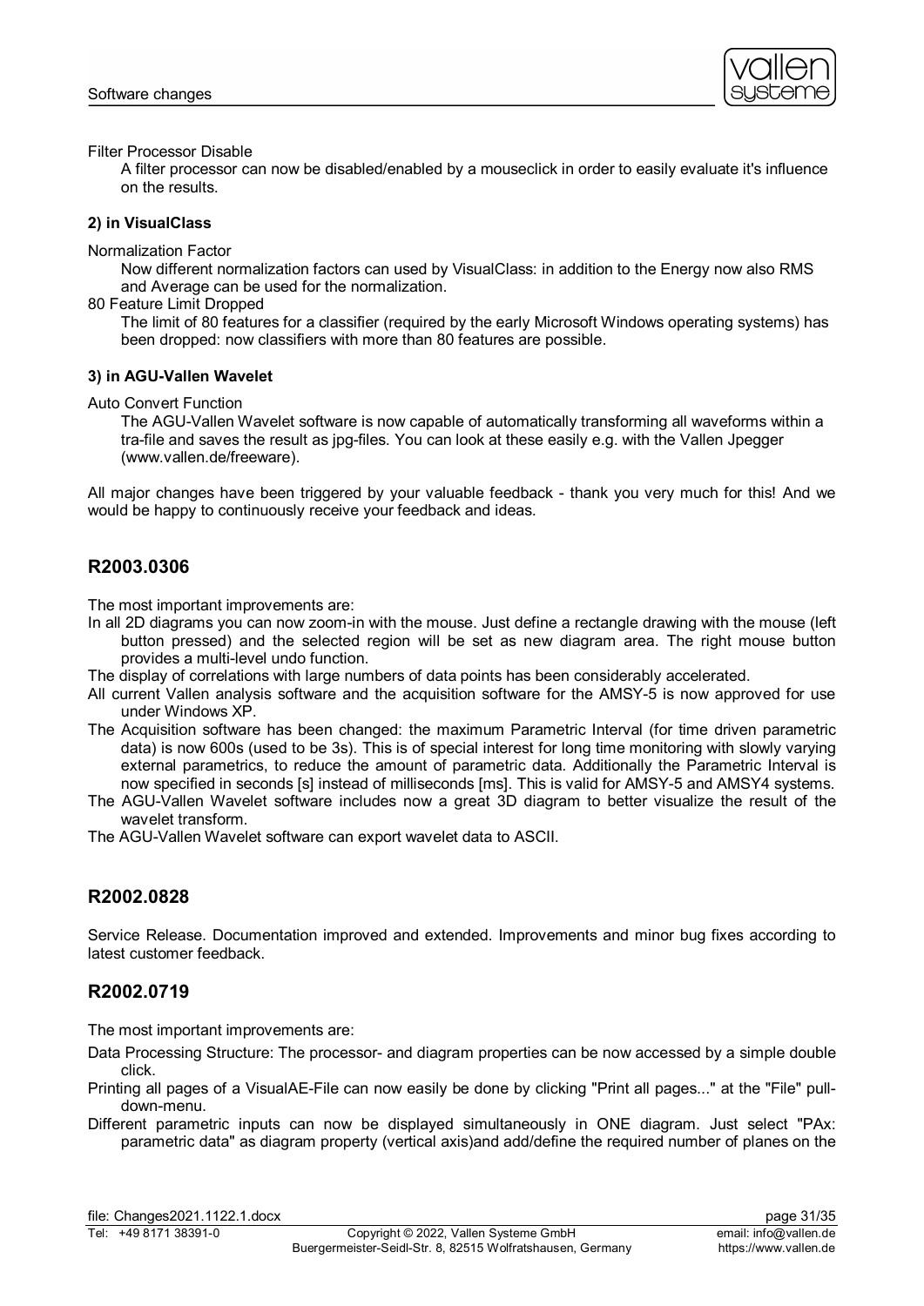Filter Processor Disable

A filter processor can now be disabled/enabled by a mouseclick in order to easily evaluate it's influence on the results.

**2) in VisualClass**

Normalization Factor

Now different normalization factors can used by VisualClass: in addition to the Energy now also RMS and Average can be used for the normalization.

80 Feature Limit Dropped

The limit of 80 features for a classifier (required by the early Microsoft Windows operating systems) has been dropped: now classifiers with more than 80 features are possible.

**3) in AGU-Vallen Wavelet**

Auto Convert Function

The AGU-Vallen Wavelet software is now capable of automatically transforming all waveforms within a tra-file and saves the result as jpg-files. You can look at these easily e.g. with the Vallen Jpegger (www.vallen.de/freeware).

All major changes have been triggered by your valuable feedback - thank you very much for this! And we would be happy to continuously receive your feedback and ideas.

## R2003.0306

The most important improvements are:

In all 2D diagrams you can now zoom-in with the mouse. Just define a rectangle drawing with the mouse (left button pressed) and the selected region will be set as new diagram area. The right mouse button provides a multi-level undo function.

The display of correlations with large numbers of data points has been considerably accelerated.

All current Vallen analysis software and the acquisition software for the AMSY-5 is now approved for use under Windows XP.

The Acquisition software has been changed: the maximum Parametric Interval (for time driven parametric data) is now 600s (used to be 3s). This is of special interest for long time monitoring with slowly varying external parametrics, to reduce the amount of parametric data. Additionally the Parametric Interval is now specified in seconds [s] instead of milliseconds [ms]. This is valid for AMSY-5 and AMSY4 systems.

The AGU-Vallen Wavelet software includes now a great 3D diagram to better visualize the result of the wavelet transform.

The AGU-Vallen Wavelet software can export wavelet data to ASCII.

## R2002.0828

Service Release. Documentation improved and extended. Improvements and minor bug fixes according to latest customer feedback.

## R2002.0719

The most important improvements are:

Data Processing Structure: The processor- and diagram properties can be now accessed by a simple double click.

Printing all pages of a VisualAE-File can now easily be done by clicking "Print all pages..." at the "File" pull-down-menu.

Different parametric inputs can now be displayed simultaneously in ONE diagram. Just select "PAx: parametric data" as diagram property (vertical axis)and add/define the required number of planes on the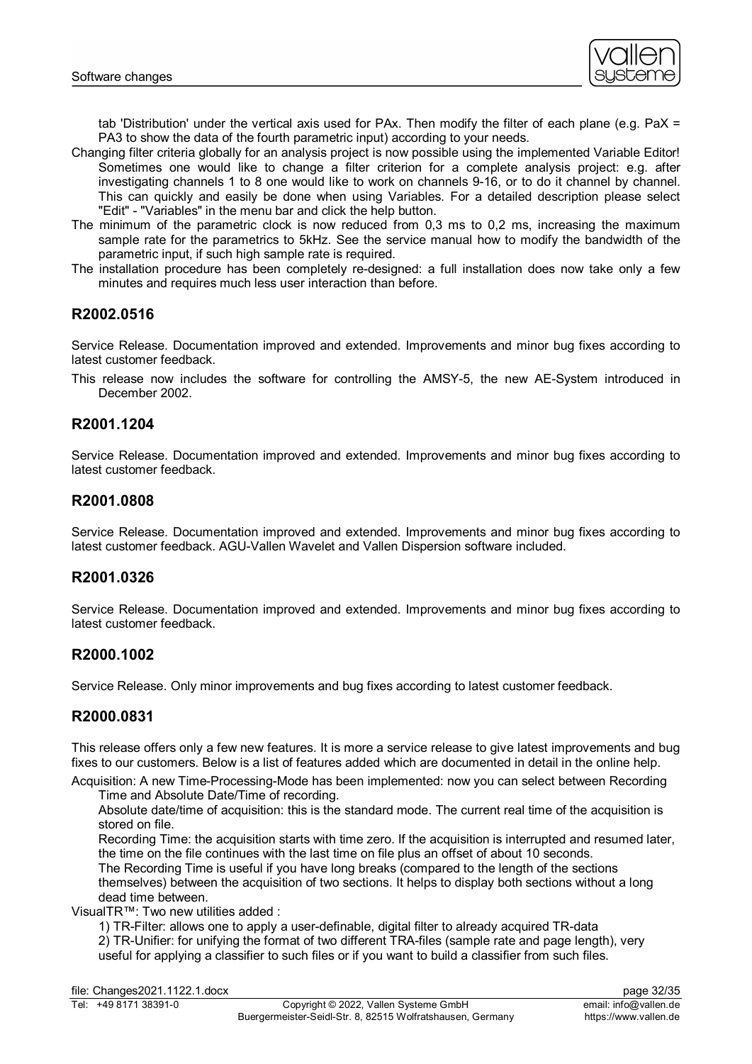tab 'Distribution' under the vertical axis used for PAx. Then modify the filter of each plane (e.g. PaX = PA3 to show the data of the fourth parametric input) according to your needs.

Changing filter criteria globally for an analysis project is now possible using the implemented Variable Editor! Sometimes one would like to change a filter criterion for a complete analysis project: e.g. after investigating channels 1 to 8 one would like to work on channels 9-16, or to do it channel by channel. This can quickly and easily be done when using Variables. For a detailed description please select "Edit" - "Variables" in the menu bar and click the help button.

The minimum of the parametric clock is now reduced from 0,3 ms to 0,2 ms, increasing the maximum sample rate for the parametrics to 5kHz. See the service manual how to modify the bandwidth of the parametric input, if such high sample rate is required.

The installation procedure has been completely re-designed: a full installation does now take only a few minutes and requires much less user interaction than before.

## R2002.0516

Service Release. Documentation improved and extended. Improvements and minor bug fixes according to latest customer feedback.

This release now includes the software for controlling the AMSY-5, the new AE-System introduced in December 2002.

## R2001.1204

Service Release. Documentation improved and extended. Improvements and minor bug fixes according to latest customer feedback.

## R2001.0808

Service Release. Documentation improved and extended. Improvements and minor bug fixes according to latest customer feedback. AGU-Vallen Wavelet and Vallen Dispersion software included.

## R2001.0326

Service Release. Documentation improved and extended. Improvements and minor bug fixes according to latest customer feedback.

## R2000.1002

Service Release. Only minor improvements and bug fixes according to latest customer feedback.

## R2000.0831

This release offers only a few new features. It is more a service release to give latest improvements and bug fixes to our customers. Below is a list of features added which are documented in detail in the online help.

Acquisition: A new Time-Processing-Mode has been implemented: now you can select between Recording Time and Absolute Date/Time of recording.

Absolute date/time of acquisition: this is the standard mode. The current real time of the acquisition is stored on file.

Recording Time: the acquisition starts with time zero. If the acquisition is interrupted and resumed later, the time on the file continues with the last time on file plus an offset of about 10 seconds.

The Recording Time is useful if you have long breaks (compared to the length of the sections themselves) between the acquisition of two sections. It helps to display both sections without a long dead time between.

VisualTR™: Two new utilities added :

1) TR-Filter: allows one to apply a user-definable, digital filter to already acquired TR-data

2) TR-Unifier: for unifying the format of two different TRA-files (sample rate and page length), very useful for applying a classifier to such files or if you want to build a classifier from such files.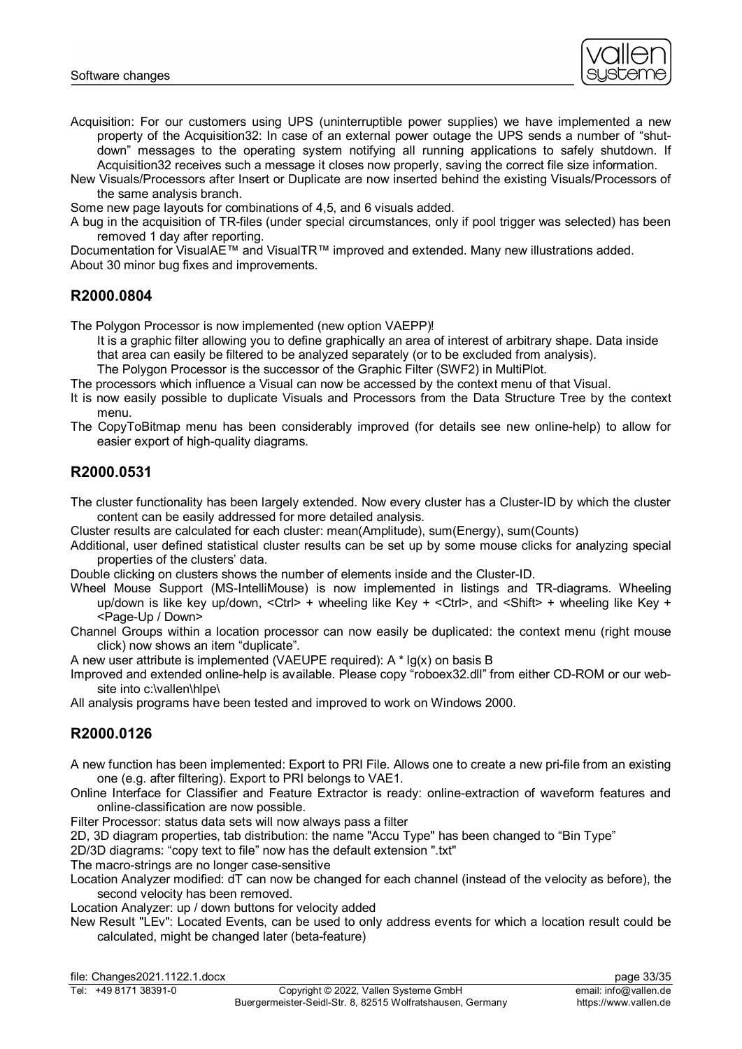Acquisition: For our customers using UPS (uninterruptible power supplies) we have implemented a new property of the Acquisition32: In case of an external power outage the UPS sends a number of "shut-down" messages to the operating system notifying all running applications to safely shutdown. If Acquisition32 receives such a message it closes now properly, saving the correct file size information.

New Visuals/Processors after Insert or Duplicate are now inserted behind the existing Visuals/Processors of the same analysis branch.

Some new page layouts for combinations of 4,5, and 6 visuals added.

A bug in the acquisition of TR-files (under special circumstances, only if pool trigger was selected) has been removed 1 day after reporting.

Documentation for VisualAE™ and VisualTR™ improved and extended. Many new illustrations added.

About 30 minor bug fixes and improvements.

## R2000.0804

The Polygon Processor is now implemented (new option VAEPP)!

It is a graphic filter allowing you to define graphically an area of interest of arbitrary shape. Data inside that area can easily be filtered to be analyzed separately (or to be excluded from analysis).

The Polygon Processor is the successor of the Graphic Filter (SWF2) in MultiPlot.

The processors which influence a Visual can now be accessed by the context menu of that Visual.

It is now easily possible to duplicate Visuals and Processors from the Data Structure Tree by the context menu.

The CopyToBitmap menu has been considerably improved (for details see new online-help) to allow for easier export of high-quality diagrams.

## R2000.0531

The cluster functionality has been largely extended. Now every cluster has a Cluster-ID by which the cluster content can be easily addressed for more detailed analysis.

Cluster results are calculated for each cluster: mean(Amplitude), sum(Energy), sum(Counts)

Additional, user defined statistical cluster results can be set up by some mouse clicks for analyzing special properties of the clusters' data.

Double clicking on clusters shows the number of elements inside and the Cluster-ID.

Wheel Mouse Support (MS-IntelliMouse) is now implemented in listings and TR-diagrams. Wheeling up/down is like key up/down, <Ctrl> + wheeling like Key + <Ctrl>, and <Shift> + wheeling like Key + <Page-Up / Down>

Channel Groups within a location processor can now easily be duplicated: the context menu (right mouse click) now shows an item "duplicate".

A new user attribute is implemented (VAEUPE required): A * lg(x) on basis B

Improved and extended online-help is available. Please copy "roboex32.dll" from either CD-ROM or our web-site into c:\vallen\hlpe\

All analysis programs have been tested and improved to work on Windows 2000.

## R2000.0126

A new function has been implemented: Export to PRI File. Allows one to create a new pri-file from an existing one (e.g. after filtering). Export to PRI belongs to VAE1.

Online Interface for Classifier and Feature Extractor is ready: online-extraction of waveform features and online-classification are now possible.

Filter Processor: status data sets will now always pass a filter

2D, 3D diagram properties, tab distribution: the name "Accu Type" has been changed to "Bin Type"

2D/3D diagrams: "copy text to file" now has the default extension ".txt"

The macro-strings are no longer case-sensitive

Location Analyzer modified: dT can now be changed for each channel (instead of the velocity as before), the second velocity has been removed.

Location Analyzer: up / down buttons for velocity added

New Result "LEv": Located Events, can be used to only address events for which a location result could be calculated, might be changed later (beta-feature)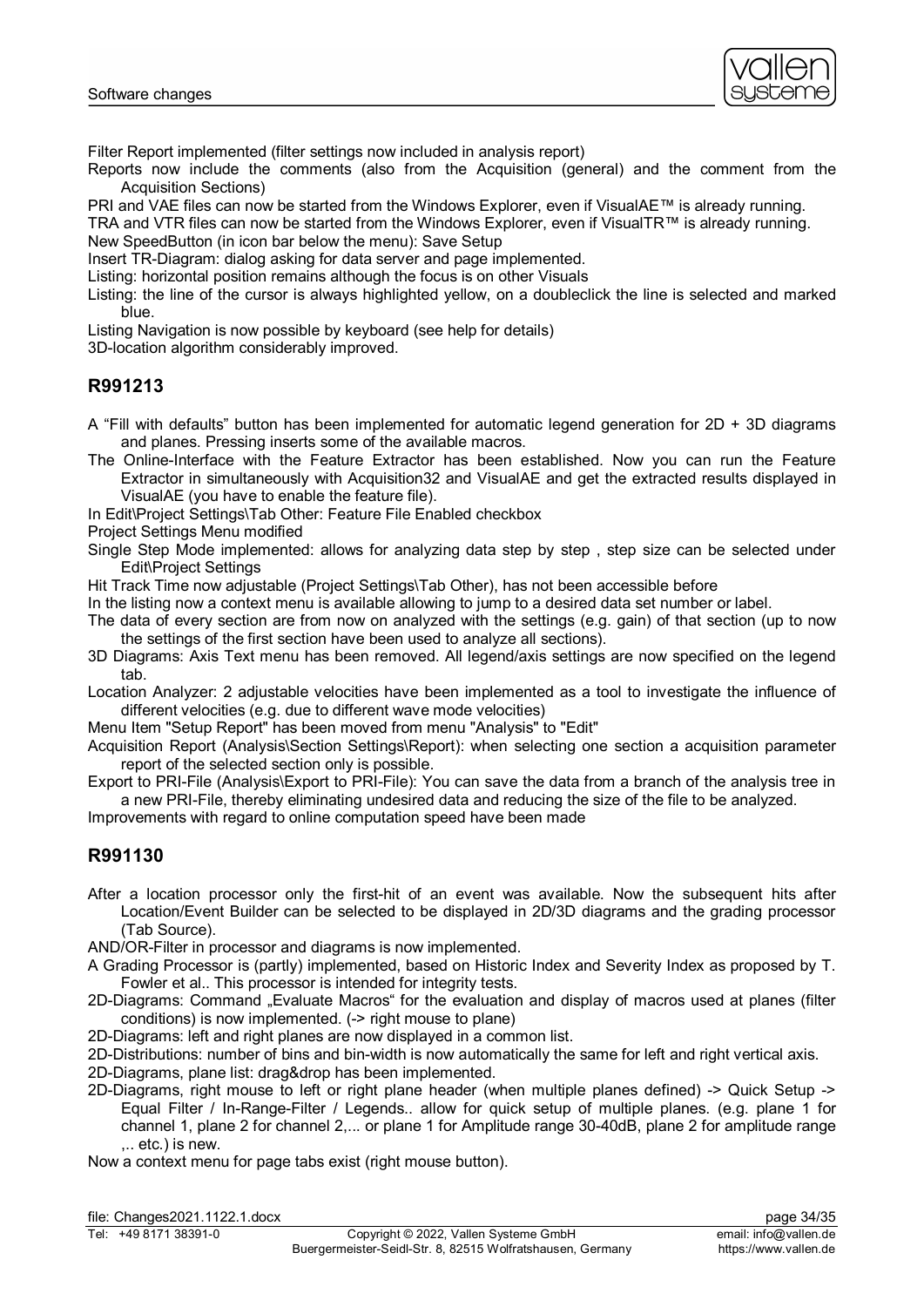Filter Report implemented (filter settings now included in analysis report)

Reports now include the comments (also from the Acquisition (general) and the comment from the Acquisition Sections)

PRI and VAE files can now be started from the Windows Explorer, even if VisualAE™ is already running.

TRA and VTR files can now be started from the Windows Explorer, even if VisualTR™ is already running.

New SpeedButton (in icon bar below the menu): Save Setup

Insert TR-Diagram: dialog asking for data server and page implemented.

Listing: horizontal position remains although the focus is on other Visuals

Listing: the line of the cursor is always highlighted yellow, on a doubleclick the line is selected and marked blue.

Listing Navigation is now possible by keyboard (see help for details)

3D-location algorithm considerably improved.

## R991213

A “Fill with defaults” button has been implemented for automatic legend generation for 2D + 3D diagrams and planes. Pressing inserts some of the available macros.

The Online-Interface with the Feature Extractor has been established. Now you can run the Feature Extractor in simultaneously with Acquisition32 and VisualAE and get the extracted results displayed in VisualAE (you have to enable the feature file).

In Edit\Project Settings\Tab Other: Feature File Enabled checkbox

Project Settings Menu modified

Single Step Mode implemented: allows for analyzing data step by step , step size can be selected under Edit\Project Settings

Hit Track Time now adjustable (Project Settings\Tab Other), has not been accessible before

In the listing now a context menu is available allowing to jump to a desired data set number or label.

The data of every section are from now on analyzed with the settings (e.g. gain) of that section (up to now the settings of the first section have been used to analyze all sections).

3D Diagrams: Axis Text menu has been removed. All legend/axis settings are now specified on the legend tab.

Location Analyzer: 2 adjustable velocities have been implemented as a tool to investigate the influence of different velocities (e.g. due to different wave mode velocities)

Menu Item "Setup Report" has been moved from menu "Analysis" to "Edit"

Acquisition Report (Analysis\Section Settings\Report): when selecting one section a acquisition parameter report of the selected section only is possible.

Export to PRI-File (Analysis\Export to PRI-File): You can save the data from a branch of the analysis tree in a new PRI-File, thereby eliminating undesired data and reducing the size of the file to be analyzed.

Improvements with regard to online computation speed have been made

## R991130

After a location processor only the first-hit of an event was available. Now the subsequent hits after Location/Event Builder can be selected to be displayed in 2D/3D diagrams and the grading processor (Tab Source).

AND/OR-Filter in processor and diagrams is now implemented.

A Grading Processor is (partly) implemented, based on Historic Index and Severity Index as proposed by T. Fowler et al.. This processor is intended for integrity tests.

2D-Diagrams: Command „Evaluate Macros“ for the evaluation and display of macros used at planes (filter conditions) is now implemented. (-> right mouse to plane)

2D-Diagrams: left and right planes are now displayed in a common list.

2D-Distributions: number of bins and bin-width is now automatically the same for left and right vertical axis.

2D-Diagrams, plane list: drag&drop has been implemented.

2D-Diagrams, right mouse to left or right plane header (when multiple planes defined) -> Quick Setup -> Equal Filter / In-Range-Filter / Legends.. allow for quick setup of multiple planes. (e.g. plane 1 for channel 1, plane 2 for channel 2,... or plane 1 for Amplitude range 30-40dB, plane 2 for amplitude range ,.. etc.) is new.

Now a context menu for page tabs exist (right mouse button).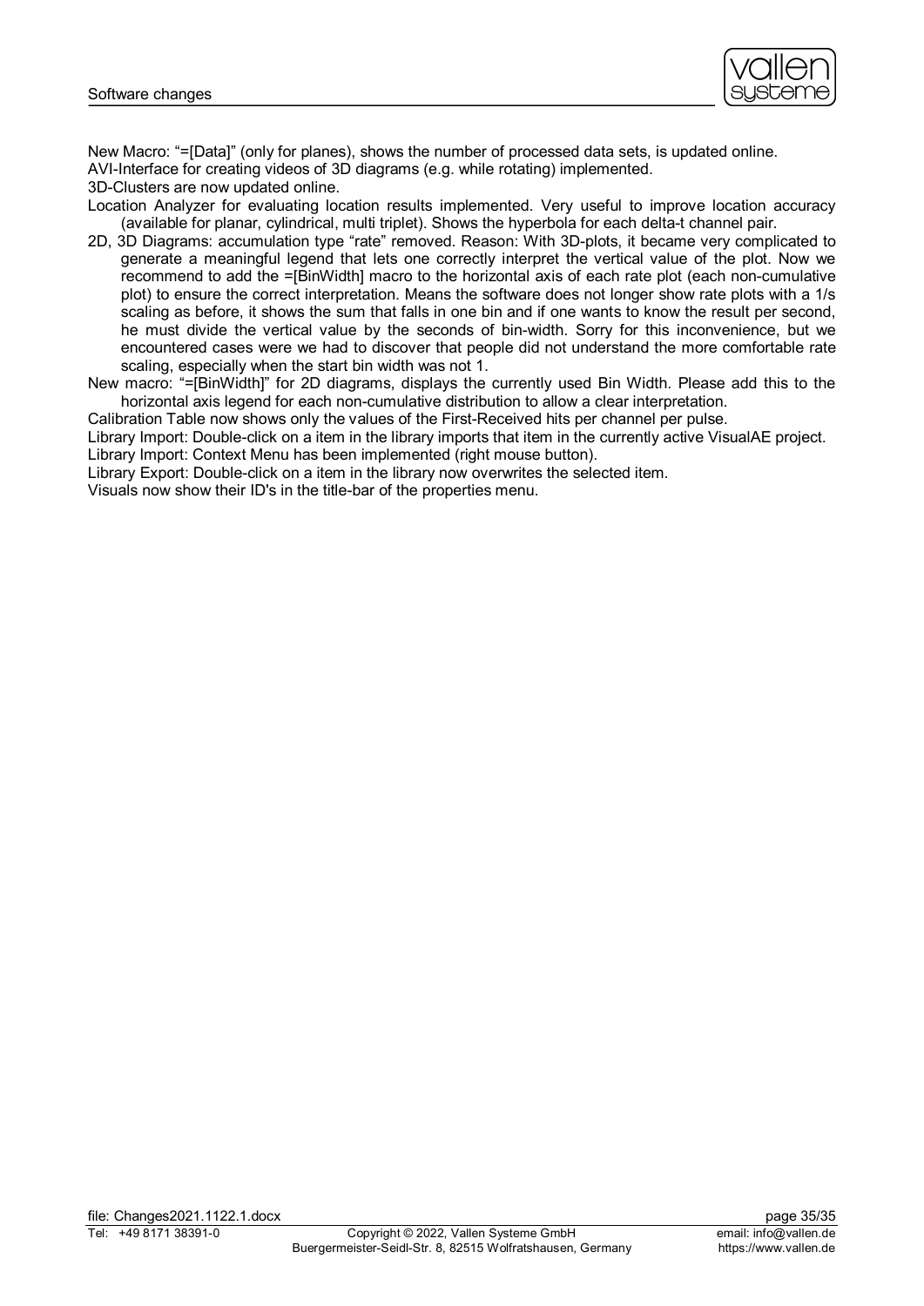New Macro: "=[Data]" (only for planes), shows the number of processed data sets, is updated online.
AVI-Interface for creating videos of 3D diagrams (e.g. while rotating) implemented.
3D-Clusters are now updated online.
Location Analyzer for evaluating location results implemented. Very useful to improve location accuracy (available for planar, cylindrical, multi triplet). Shows the hyperbola for each delta-t channel pair.
2D, 3D Diagrams: accumulation type "rate" removed. Reason: With 3D-plots, it became very complicated to generate a meaningful legend that lets one correctly interpret the vertical value of the plot. Now we recommend to add the =[BinWidth] macro to the horizontal axis of each rate plot (each non-cumulative plot) to ensure the correct interpretation. Means the software does not longer show rate plots with a 1/s scaling as before, it shows the sum that falls in one bin and if one wants to know the result per second, he must divide the vertical value by the seconds of bin-width. Sorry for this inconvenience, but we encountered cases were we had to discover that people did not understand the more comfortable rate scaling, especially when the start bin width was not 1.
New macro: "=[BinWidth]" for 2D diagrams, displays the currently used Bin Width. Please add this to the horizontal axis legend for each non-cumulative distribution to allow a clear interpretation.
Calibration Table now shows only the values of the First-Received hits per channel per pulse.
Library Import: Double-click on a item in the library imports that item in the currently active VisualAE project.
Library Import: Context Menu has been implemented (right mouse button).
Library Export: Double-click on a item in the library now overwrites the selected item.
Visuals now show their ID's in the title-bar of the properties menu.